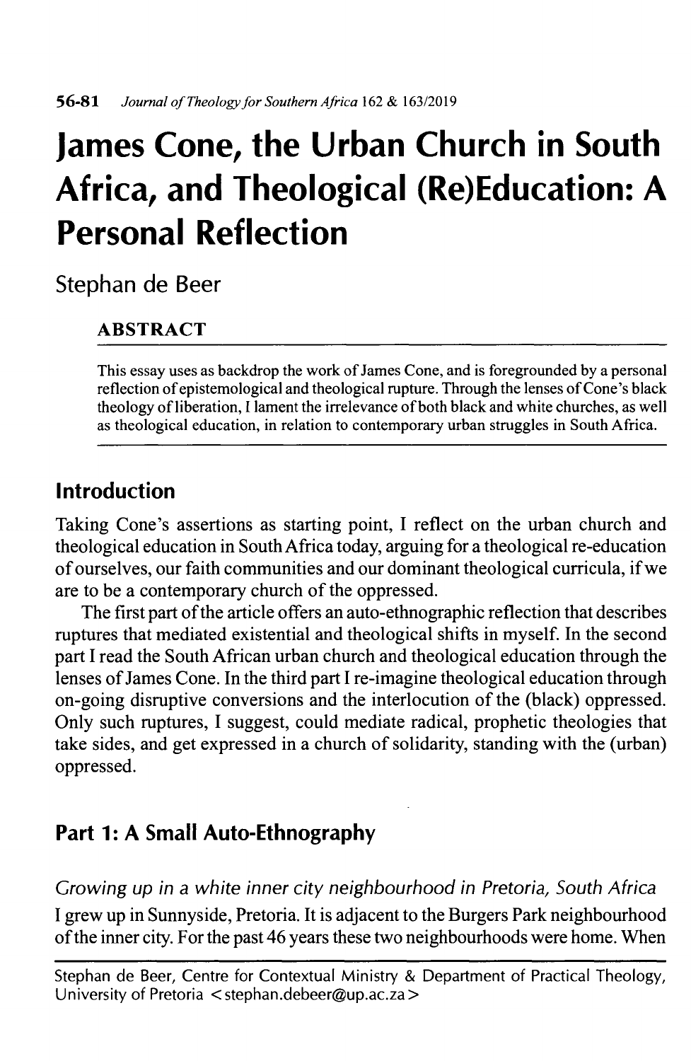# James Cone, the Urban Church in South Africa, and Theological (Re)Education: A Personal Reflection

Stephan de Beer

## ABSTRACT

This essay uses as backdrop the work of James Cone, and is foregrounded by a personal reflection of epistemological and theological rupture. Through the lenses of Cone's black theology of liberation, I lament the irrelevance of both black and white churches, as well as theological education, in relation to contemporary urban struggles in South Africa.

## Introduction

Taking Cone's assertions as starting point, I reflect on the urban church and theological education in South Africa today, arguing for a theological re-education of ourselves, our faith communities and our dominant theological curricula, if we are to be a contemporary church of the oppressed.

The first part of the article offers an auto-ethnographic reflection that describes ruptures that mediated existential and theological shifts in myself. In the second part I read the South African urban church and theological education through the lenses of James Cone. In the third part I re-imagine theological education through on-going disruptive conversions and the interlocution of the (black) oppressed. Only such ruptures, I suggest, could mediate radical, prophetic theologies that take sides, and get expressed in a church of solidarity, standing with the (urban) oppressed.

## Part 1: A Small Auto-Ethnography

### *Growing up in a white inner city neighbourhood in Pretoria, South Africa*

I grew up in Sunnyside, Pretoria. It is adjacent to the Burgers Park neighbourhood of the inner city. For the past 46 years these two neighbourhoods were home. When

---

Stephan de Beer, Centre for Contextual Ministry & Department of Practical Theology, University of Pretoria <stephan.debeer@up.ac.za>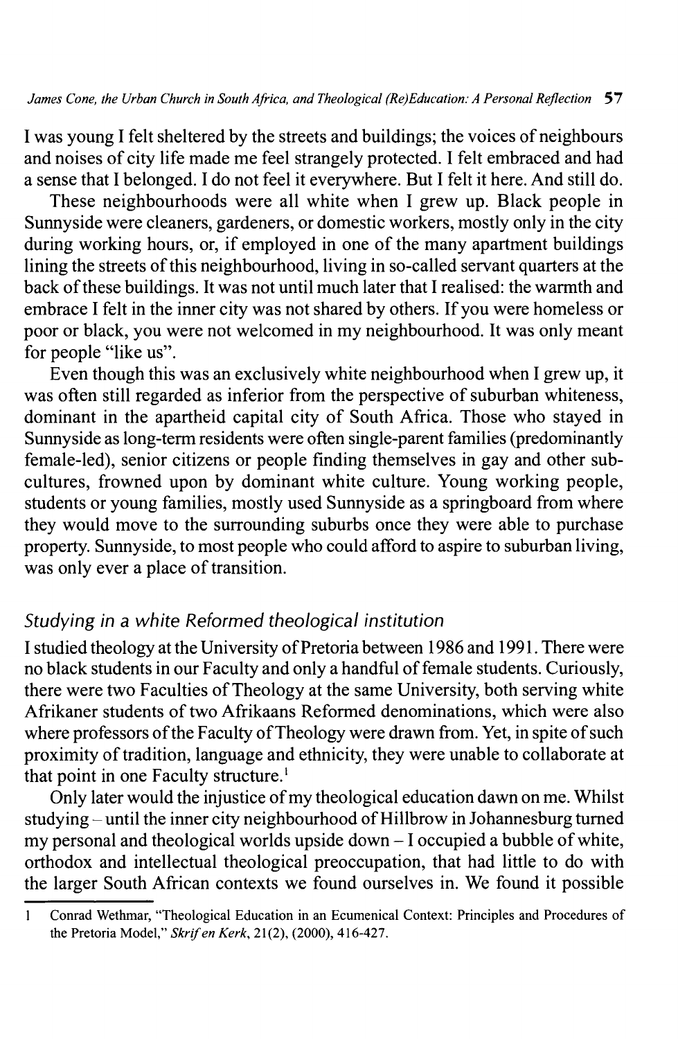I was young I felt sheltered by the streets and buildings; the voices of neighbours and noises of city life made me feel strangely protected. I felt embraced and had a sense that I belonged. I do not feel it everywhere. But I felt it here. And still do.

These neighbourhoods were all white when I grew up. Black people in Sunnyside were cleaners, gardeners, or domestic workers, mostly only in the city during working hours, or, if employed in one of the many apartment buildings lining the streets of this neighbourhood, living in so-called servant quarters at the back of these buildings. It was not until much later that I realised: the warmth and embrace I felt in the inner city was not shared by others. If you were homeless or poor or black, you were not welcomed in my neighbourhood. It was only meant for people "like us".

Even though this was an exclusively white neighbourhood when I grew up, it was often still regarded as inferior from the perspective of suburban whiteness, dominant in the apartheid capital city of South Africa. Those who stayed in Sunnyside as long-term residents were often single-parent families (predominantly female-led), senior citizens or people finding themselves in gay and other sub-cultures, frowned upon by dominant white culture. Young working people, students or young families, mostly used Sunnyside as a springboard from where they would move to the surrounding suburbs once they were able to purchase property. Sunnyside, to most people who could afford to aspire to suburban living, was only ever a place of transition.

### *Studying in a white Reformed theological institution*

I studied theology at the University of Pretoria between 1986 and 1991. There were no black students in our Faculty and only a handful of female students. Curiously, there were two Faculties of Theology at the same University, both serving white Afrikaner students of two Afrikaans Reformed denominations, which were also where professors of the Faculty of Theology were drawn from. Yet, in spite of such proximity of tradition, language and ethnicity, they were unable to collaborate at that point in one Faculty structure.[1]

Only later would the injustice of my theological education dawn on me. Whilst studying – until the inner city neighbourhood of Hillbrow in Johannesburg turned my personal and theological worlds upside down – I occupied a bubble of white, orthodox and intellectual theological preoccupation, that had little to do with the larger South African contexts we found ourselves in. We found it possible

---

1 Conrad Wethmar, "Theological Education in an Ecumenical Context: Principles and Procedures of the Pretoria Model," *Skrif en Kerk*, 21(2), (2000), 416-427.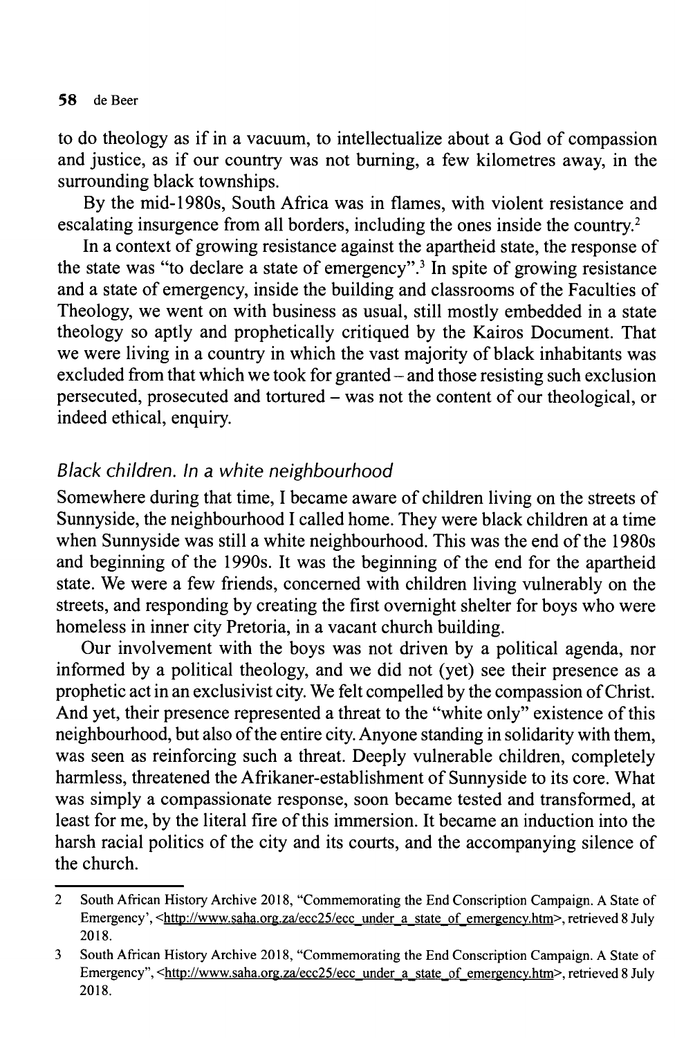to do theology as if in a vacuum, to intellectualize about a God of compassion and justice, as if our country was not burning, a few kilometres away, in the surrounding black townships.

By the mid-1980s, South Africa was in flames, with violent resistance and escalating insurgence from all borders, including the ones inside the country.[2]

In a context of growing resistance against the apartheid state, the response of the state was "to declare a state of emergency".[3] In spite of growing resistance and a state of emergency, inside the building and classrooms of the Faculties of Theology, we went on with business as usual, still mostly embedded in a state theology so aptly and prophetically critiqued by the Kairos Document. That we were living in a country in which the vast majority of black inhabitants was excluded from that which we took for granted – and those resisting such exclusion persecuted, prosecuted and tortured – was not the content of our theological, or indeed ethical, enquiry.

### *Black children. In a white neighbourhood*

Somewhere during that time, I became aware of children living on the streets of Sunnyside, the neighbourhood I called home. They were black children at a time when Sunnyside was still a white neighbourhood. This was the end of the 1980s and beginning of the 1990s. It was the beginning of the end for the apartheid state. We were a few friends, concerned with children living vulnerably on the streets, and responding by creating the first overnight shelter for boys who were homeless in inner city Pretoria, in a vacant church building.

Our involvement with the boys was not driven by a political agenda, nor informed by a political theology, and we did not (yet) see their presence as a prophetic act in an exclusivist city. We felt compelled by the compassion of Christ. And yet, their presence represented a threat to the "white only" existence of this neighbourhood, but also of the entire city. Anyone standing in solidarity with them, was seen as reinforcing such a threat. Deeply vulnerable children, completely harmless, threatened the Afrikaner-establishment of Sunnyside to its core. What was simply a compassionate response, soon became tested and transformed, at least for me, by the literal fire of this immersion. It became an induction into the harsh racial politics of the city and its courts, and the accompanying silence of the church.

---

2 South African History Archive 2018, "Commemorating the End Conscription Campaign. A State of Emergency', <http://www.saha.org.za/ecc25/ecc_under_a_state_of_emergency.htm>, retrieved 8 July 2018.

3 South African History Archive 2018, "Commemorating the End Conscription Campaign. A State of Emergency", <http://www.saha.org.za/ecc25/ecc_under_a_state_of_emergency.htm>, retrieved 8 July 2018.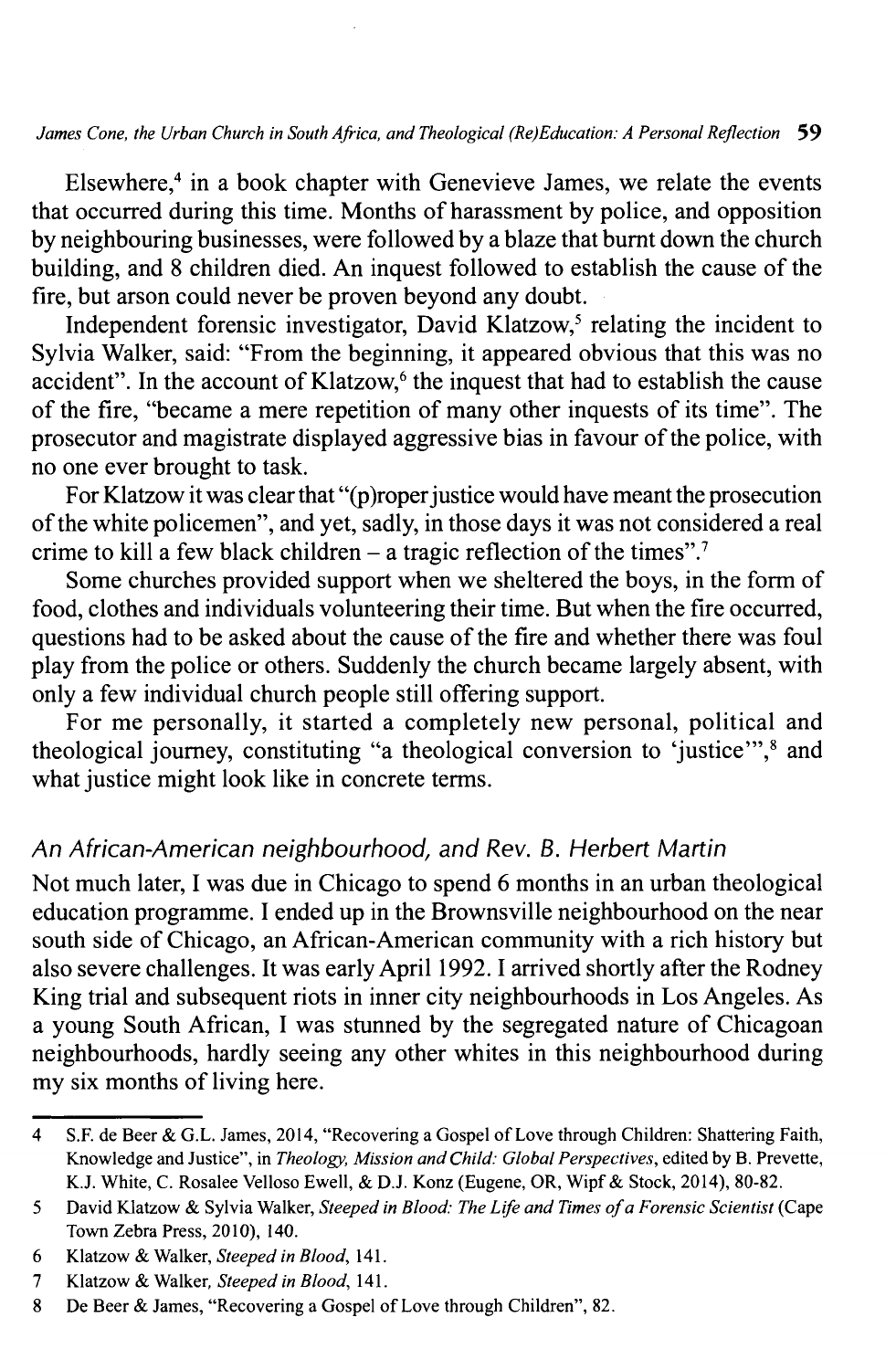Elsewhere,[4] in a book chapter with Genevieve James, we relate the events that occurred during this time. Months of harassment by police, and opposition by neighbouring businesses, were followed by a blaze that burnt down the church building, and 8 children died. An inquest followed to establish the cause of the fire, but arson could never be proven beyond any doubt.

Independent forensic investigator, David Klatzow,[5] relating the incident to Sylvia Walker, said: "From the beginning, it appeared obvious that this was no accident". In the account of Klatzow,[6] the inquest that had to establish the cause of the fire, "became a mere repetition of many other inquests of its time". The prosecutor and magistrate displayed aggressive bias in favour of the police, with no one ever brought to task.

For Klatzow it was clear that "(p)roper justice would have meant the prosecution of the white policemen", and yet, sadly, in those days it was not considered a real crime to kill a few black children – a tragic reflection of the times".[7]

Some churches provided support when we sheltered the boys, in the form of food, clothes and individuals volunteering their time. But when the fire occurred, questions had to be asked about the cause of the fire and whether there was foul play from the police or others. Suddenly the church became largely absent, with only a few individual church people still offering support.

For me personally, it started a completely new personal, political and theological journey, constituting "a theological conversion to 'justice'",[8] and what justice might look like in concrete terms.

## *An African-American neighbourhood, and Rev. B. Herbert Martin*

Not much later, I was due in Chicago to spend 6 months in an urban theological education programme. I ended up in the Brownsville neighbourhood on the near south side of Chicago, an African-American community with a rich history but also severe challenges. It was early April 1992. I arrived shortly after the Rodney King trial and subsequent riots in inner city neighbourhoods in Los Angeles. As a young South African, I was stunned by the segregated nature of Chicagoan neighbourhoods, hardly seeing any other whites in this neighbourhood during my six months of living here.

---

4 S.F. de Beer & G.L. James, 2014, "Recovering a Gospel of Love through Children: Shattering Faith, Knowledge and Justice", in *Theology, Mission and Child: Global Perspectives*, edited by B. Prevette, K.J. White, C. Rosalee Velloso Ewell, & D.J. Konz (Eugene, OR, Wipf & Stock, 2014), 80-82.

5 David Klatzow & Sylvia Walker, *Steeped in Blood: The Life and Times of a Forensic Scientist* (Cape Town Zebra Press, 2010), 140.

6 Klatzow & Walker, *Steeped in Blood*, 141.

7 Klatzow & Walker, *Steeped in Blood*, 141.

8 De Beer & James, "Recovering a Gospel of Love through Children", 82.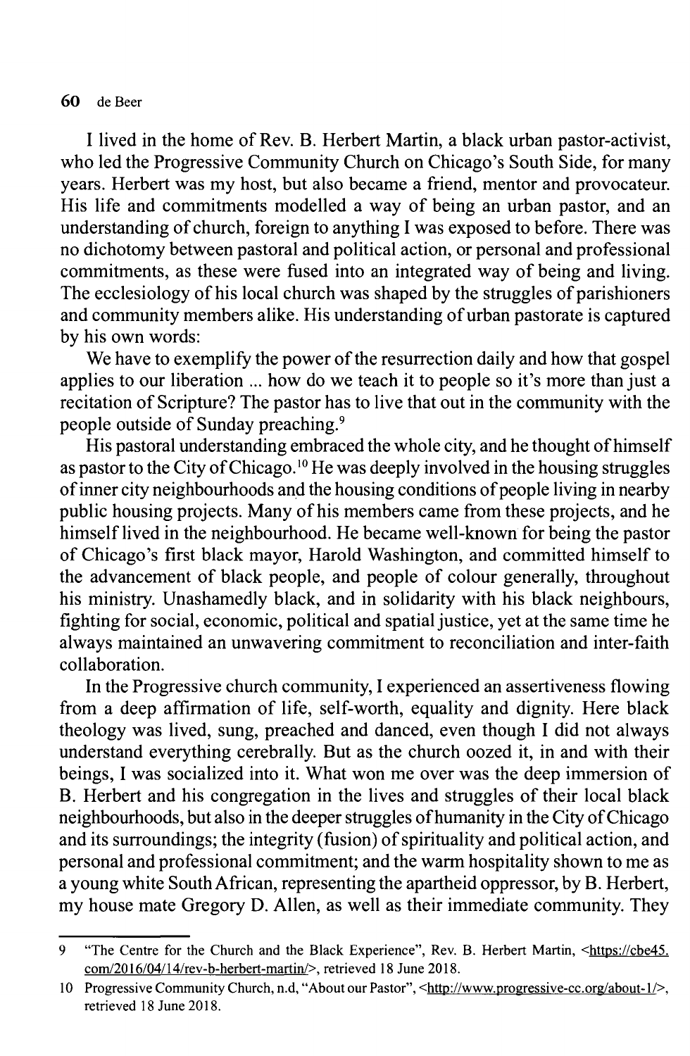I lived in the home of Rev. B. Herbert Martin, a black urban pastor-activist, who led the Progressive Community Church on Chicago's South Side, for many years. Herbert was my host, but also became a friend, mentor and provocateur. His life and commitments modelled a way of being an urban pastor, and an understanding of church, foreign to anything I was exposed to before. There was no dichotomy between pastoral and political action, or personal and professional commitments, as these were fused into an integrated way of being and living. The ecclesiology of his local church was shaped by the struggles of parishioners and community members alike. His understanding of urban pastorate is captured by his own words:

We have to exemplify the power of the resurrection daily and how that gospel applies to our liberation ... how do we teach it to people so it's more than just a recitation of Scripture? The pastor has to live that out in the community with the people outside of Sunday preaching.[9]

His pastoral understanding embraced the whole city, and he thought of himself as pastor to the City of Chicago.[10] He was deeply involved in the housing struggles of inner city neighbourhoods and the housing conditions of people living in nearby public housing projects. Many of his members came from these projects, and he himself lived in the neighbourhood. He became well-known for being the pastor of Chicago's first black mayor, Harold Washington, and committed himself to the advancement of black people, and people of colour generally, throughout his ministry. Unashamedly black, and in solidarity with his black neighbours, fighting for social, economic, political and spatial justice, yet at the same time he always maintained an unwavering commitment to reconciliation and inter-faith collaboration.

In the Progressive church community, I experienced an assertiveness flowing from a deep affirmation of life, self-worth, equality and dignity. Here black theology was lived, sung, preached and danced, even though I did not always understand everything cerebrally. But as the church oozed it, in and with their beings, I was socialized into it. What won me over was the deep immersion of B. Herbert and his congregation in the lives and struggles of their local black neighbourhoods, but also in the deeper struggles of humanity in the City of Chicago and its surroundings; the integrity (fusion) of spirituality and political action, and personal and professional commitment; and the warm hospitality shown to me as a young white South African, representing the apartheid oppressor, by B. Herbert, my house mate Gregory D. Allen, as well as their immediate community. They

---

9 "The Centre for the Church and the Black Experience", Rev. B. Herbert Martin, <https://cbe45.com/2016/04/14/rev-b-herbert-martin/>, retrieved 18 June 2018.

10 Progressive Community Church, n.d, "About our Pastor", <http://www.progressive-cc.org/about-1/>, retrieved 18 June 2018.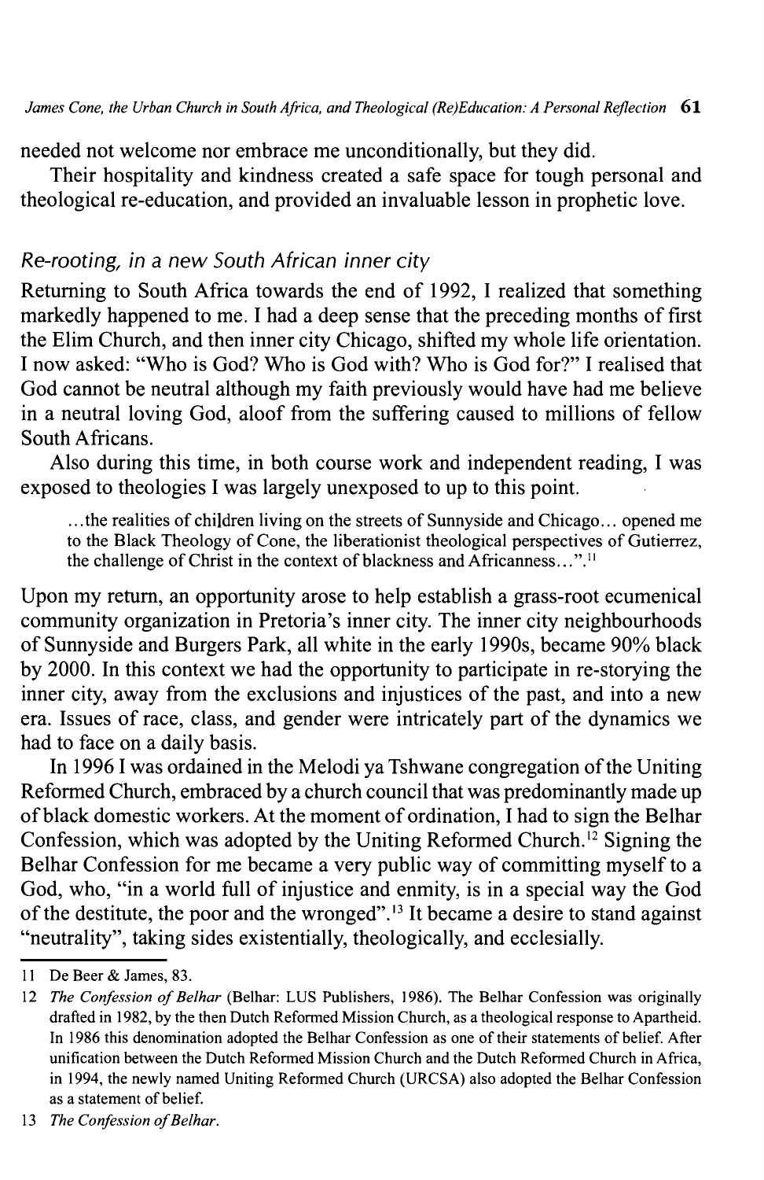needed not welcome nor embrace me unconditionally, but they did.

Their hospitality and kindness created a safe space for tough personal and theological re-education, and provided an invaluable lesson in prophetic love.

### *Re-rooting, in a new South African inner city*

Returning to South Africa towards the end of 1992, I realized that something markedly happened to me. I had a deep sense that the preceding months of first the Elim Church, and then inner city Chicago, shifted my whole life orientation. I now asked: "Who is God? Who is God with? Who is God for?" I realised that God cannot be neutral although my faith previously would have had me believe in a neutral loving God, aloof from the suffering caused to millions of fellow South Africans.

Also during this time, in both course work and independent reading, I was exposed to theologies I was largely unexposed to up to this point.

> ...the realities of children living on the streets of Sunnyside and Chicago... opened me to the Black Theology of Cone, the liberationist theological perspectives of Gutierrez, the challenge of Christ in the context of blackness and Africanness...".[11]

Upon my return, an opportunity arose to help establish a grass-root ecumenical community organization in Pretoria's inner city. The inner city neighbourhoods of Sunnyside and Burgers Park, all white in the early 1990s, became 90% black by 2000. In this context we had the opportunity to participate in re-storying the inner city, away from the exclusions and injustices of the past, and into a new era. Issues of race, class, and gender were intricately part of the dynamics we had to face on a daily basis.

In 1996 I was ordained in the Melodi ya Tshwane congregation of the Uniting Reformed Church, embraced by a church council that was predominantly made up of black domestic workers. At the moment of ordination, I had to sign the Belhar Confession, which was adopted by the Uniting Reformed Church.[12] Signing the Belhar Confession for me became a very public way of committing myself to a God, who, "in a world full of injustice and enmity, is in a special way the God of the destitute, the poor and the wronged".[13] It became a desire to stand against "neutrality", taking sides existentially, theologically, and ecclesially.

---

11 De Beer & James, 83.

12 *The Confession of Belhar* (Belhar: LUS Publishers, 1986). The Belhar Confession was originally drafted in 1982, by the then Dutch Reformed Mission Church, as a theological response to Apartheid. In 1986 this denomination adopted the Belhar Confession as one of their statements of belief. After unification between the Dutch Reformed Mission Church and the Dutch Reformed Church in Africa, in 1994, the newly named Uniting Reformed Church (URCSA) also adopted the Belhar Confession as a statement of belief.

13 *The Confession of Belhar.*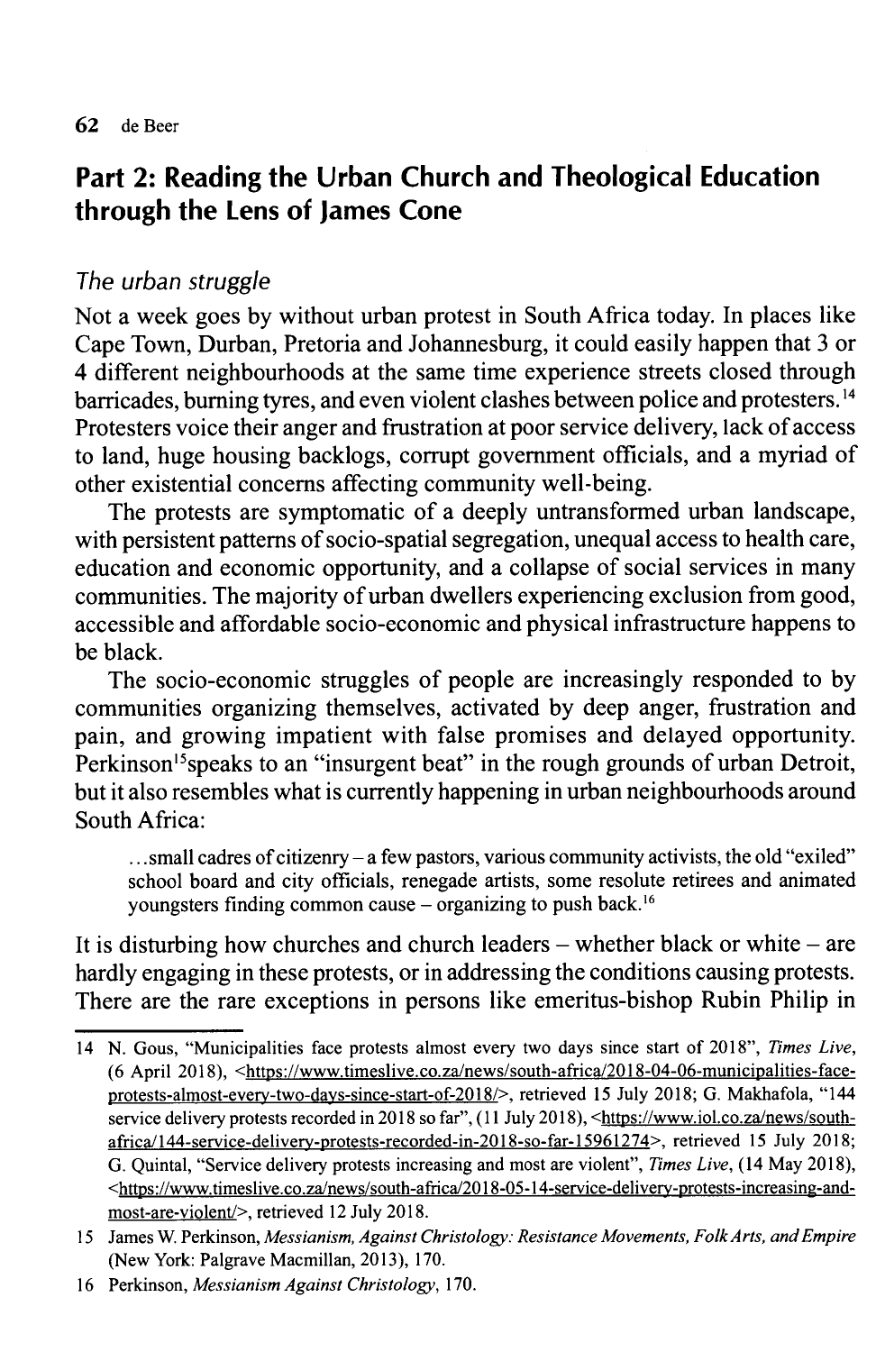## Part 2: Reading the Urban Church and Theological Education through the Lens of James Cone

### *The urban struggle*

Not a week goes by without urban protest in South Africa today. In places like Cape Town, Durban, Pretoria and Johannesburg, it could easily happen that 3 or 4 different neighbourhoods at the same time experience streets closed through barricades, burning tyres, and even violent clashes between police and protesters.[14] Protesters voice their anger and frustration at poor service delivery, lack of access to land, huge housing backlogs, corrupt government officials, and a myriad of other existential concerns affecting community well-being.

The protests are symptomatic of a deeply untransformed urban landscape, with persistent patterns of socio-spatial segregation, unequal access to health care, education and economic opportunity, and a collapse of social services in many communities. The majority of urban dwellers experiencing exclusion from good, accessible and affordable socio-economic and physical infrastructure happens to be black.

The socio-economic struggles of people are increasingly responded to by communities organizing themselves, activated by deep anger, frustration and pain, and growing impatient with false promises and delayed opportunity. Perkinson[15]speaks to an "insurgent beat" in the rough grounds of urban Detroit, but it also resembles what is currently happening in urban neighbourhoods around South Africa:

> ...small cadres of citizenry – a few pastors, various community activists, the old "exiled" school board and city officials, renegade artists, some resolute retirees and animated youngsters finding common cause – organizing to push back.[16]

It is disturbing how churches and church leaders – whether black or white – are hardly engaging in these protests, or in addressing the conditions causing protests. There are the rare exceptions in persons like emeritus-bishop Rubin Philip in

---

14 N. Gous, "Municipalities face protests almost every two days since start of 2018", *Times Live*, (6 April 2018), <https://www.timeslive.co.za/news/south-africa/2018-04-06-municipalities-face-protests-almost-every-two-days-since-start-of-2018/>, retrieved 15 July 2018; G. Makhafola, "144 service delivery protests recorded in 2018 so far", (11 July 2018), <https://www.iol.co.za/news/south-africa/144-service-delivery-protests-recorded-in-2018-so-far-15961274>, retrieved 15 July 2018; G. Quintal, "Service delivery protests increasing and most are violent", *Times Live*, (14 May 2018), <https://www.timeslive.co.za/news/south-africa/2018-05-14-service-delivery-protests-increasing-and-most-are-violent/>, retrieved 12 July 2018.

15 James W. Perkinson, *Messianism, Against Christology: Resistance Movements, Folk Arts, and Empire* (New York: Palgrave Macmillan, 2013), 170.

16 Perkinson, *Messianism Against Christology*, 170.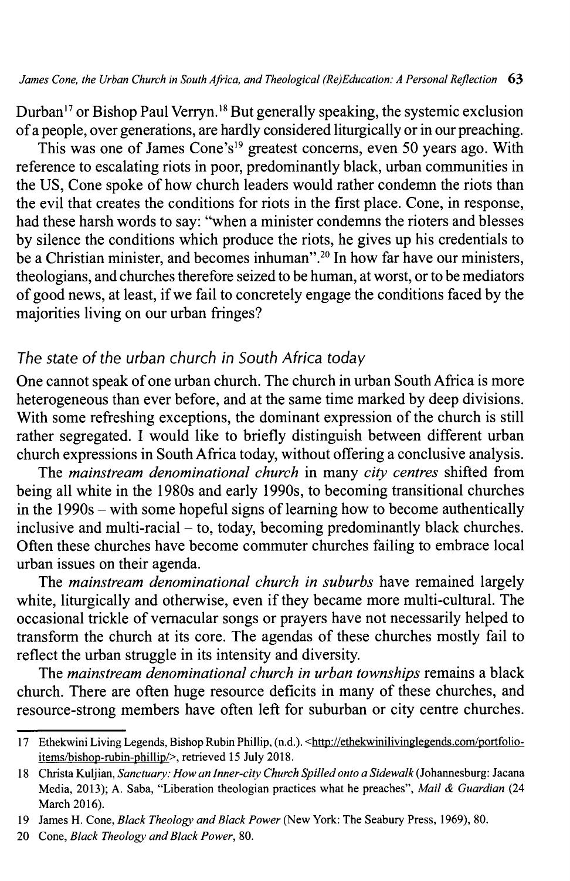Durban[17] or Bishop Paul Verryn.[18] But generally speaking, the systemic exclusion of a people, over generations, are hardly considered liturgically or in our preaching.

This was one of James Cone's[19] greatest concerns, even 50 years ago. With reference to escalating riots in poor, predominantly black, urban communities in the US, Cone spoke of how church leaders would rather condemn the riots than the evil that creates the conditions for riots in the first place. Cone, in response, had these harsh words to say: "when a minister condemns the rioters and blesses by silence the conditions which produce the riots, he gives up his credentials to be a Christian minister, and becomes inhuman".[20] In how far have our ministers, theologians, and churches therefore seized to be human, at worst, or to be mediators of good news, at least, if we fail to concretely engage the conditions faced by the majorities living on our urban fringes?

## *The state of the urban church in South Africa today*

One cannot speak of one urban church. The church in urban South Africa is more heterogeneous than ever before, and at the same time marked by deep divisions. With some refreshing exceptions, the dominant expression of the church is still rather segregated. I would like to briefly distinguish between different urban church expressions in South Africa today, without offering a conclusive analysis.

The *mainstream denominational church* in many *city centres* shifted from being all white in the 1980s and early 1990s, to becoming transitional churches in the 1990s – with some hopeful signs of learning how to become authentically inclusive and multi-racial – to, today, becoming predominantly black churches. Often these churches have become commuter churches failing to embrace local urban issues on their agenda.

The *mainstream denominational church in suburbs* have remained largely white, liturgically and otherwise, even if they became more multi-cultural. The occasional trickle of vernacular songs or prayers have not necessarily helped to transform the church at its core. The agendas of these churches mostly fail to reflect the urban struggle in its intensity and diversity.

The *mainstream denominational church in urban townships* remains a black church. There are often huge resource deficits in many of these churches, and resource-strong members have often left for suburban or city centre churches.

---

17 Ethekwini Living Legends, Bishop Rubin Phillip, (n.d.). <http://ethekwinilivinglegends.com/portfolio-items/bishop-rubin-phillip/>, retrieved 15 July 2018.

18 Christa Kuljian, *Sanctuary: How an Inner-city Church Spilled onto a Sidewalk* (Johannesburg: Jacana Media, 2013); A. Saba, "Liberation theologian practices what he preaches", *Mail & Guardian* (24 March 2016).

19 James H. Cone, *Black Theology and Black Power* (New York: The Seabury Press, 1969), 80.

20 Cone, *Black Theology and Black Power*, 80.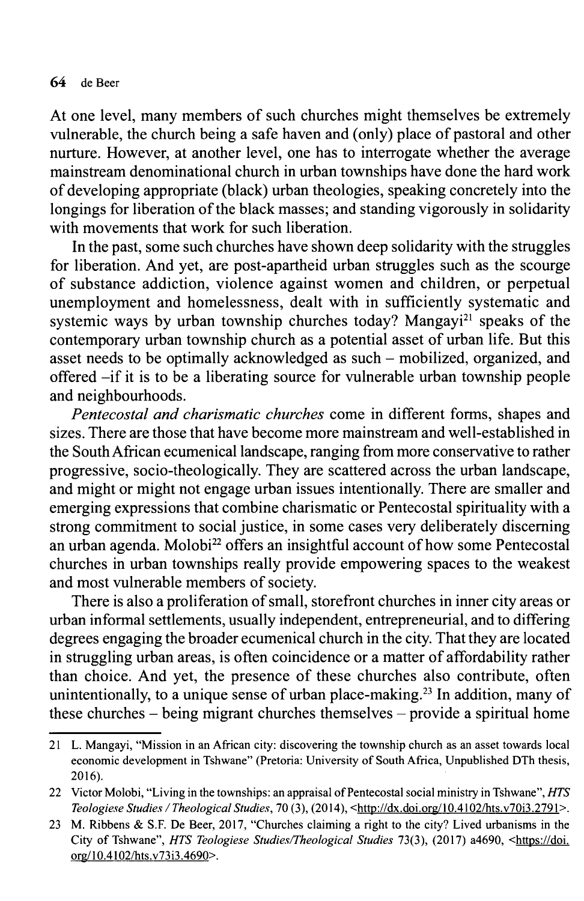At one level, many members of such churches might themselves be extremely vulnerable, the church being a safe haven and (only) place of pastoral and other nurture. However, at another level, one has to interrogate whether the average mainstream denominational church in urban townships have done the hard work of developing appropriate (black) urban theologies, speaking concretely into the longings for liberation of the black masses; and standing vigorously in solidarity with movements that work for such liberation.

In the past, some such churches have shown deep solidarity with the struggles for liberation. And yet, are post-apartheid urban struggles such as the scourge of substance addiction, violence against women and children, or perpetual unemployment and homelessness, dealt with in sufficiently systematic and systemic ways by urban township churches today? Mangayi[21] speaks of the contemporary urban township church as a potential asset of urban life. But this asset needs to be optimally acknowledged as such – mobilized, organized, and offered –if it is to be a liberating source for vulnerable urban township people and neighbourhoods.

*Pentecostal and charismatic churches* come in different forms, shapes and sizes. There are those that have become more mainstream and well-established in the South African ecumenical landscape, ranging from more conservative to rather progressive, socio-theologically. They are scattered across the urban landscape, and might or might not engage urban issues intentionally. There are smaller and emerging expressions that combine charismatic or Pentecostal spirituality with a strong commitment to social justice, in some cases very deliberately discerning an urban agenda. Molobi[22] offers an insightful account of how some Pentecostal churches in urban townships really provide empowering spaces to the weakest and most vulnerable members of society.

There is also a proliferation of small, storefront churches in inner city areas or urban informal settlements, usually independent, entrepreneurial, and to differing degrees engaging the broader ecumenical church in the city. That they are located in struggling urban areas, is often coincidence or a matter of affordability rather than choice. And yet, the presence of these churches also contribute, often unintentionally, to a unique sense of urban place-making.[23] In addition, many of these churches – being migrant churches themselves – provide a spiritual home

---

21 L. Mangayi, "Mission in an African city: discovering the township church as an asset towards local economic development in Tshwane" (Pretoria: University of South Africa, Unpublished DTh thesis, 2016).

22 Victor Molobi, "Living in the townships: an appraisal of Pentecostal social ministry in Tshwane", *HTS Teologiese Studies / Theological Studies*, 70 (3), (2014), <http://dx.doi.org/10.4102/hts.v70i3.2791>.

23 M. Ribbens & S.F. De Beer, 2017, "Churches claiming a right to the city? Lived urbanisms in the City of Tshwane", *HTS Teologiese Studies/Theological Studies* 73(3), (2017) a4690, <https://doi.org/10.4102/hts.v73i3.4690>.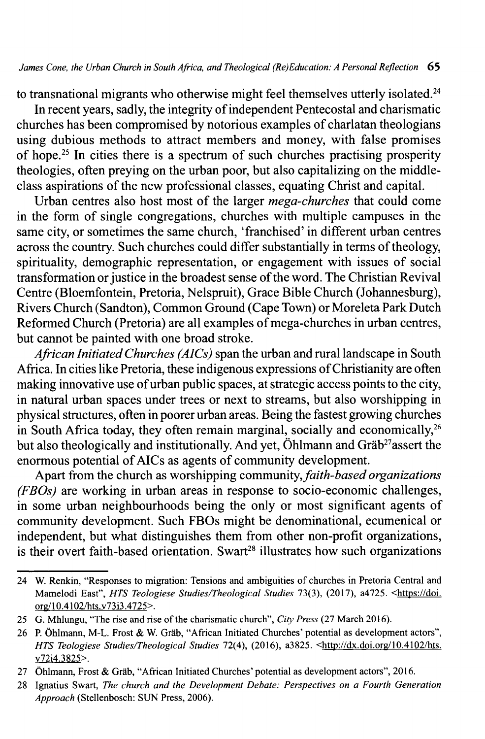to transnational migrants who otherwise might feel themselves utterly isolated.[24]

In recent years, sadly, the integrity of independent Pentecostal and charismatic churches has been compromised by notorious examples of charlatan theologians using dubious methods to attract members and money, with false promises of hope.[25] In cities there is a spectrum of such churches practising prosperity theologies, often preying on the urban poor, but also capitalizing on the middle-class aspirations of the new professional classes, equating Christ and capital.

Urban centres also host most of the larger *mega-churches* that could come in the form of single congregations, churches with multiple campuses in the same city, or sometimes the same church, 'franchised' in different urban centres across the country. Such churches could differ substantially in terms of theology, spirituality, demographic representation, or engagement with issues of social transformation or justice in the broadest sense of the word. The Christian Revival Centre (Bloemfontein, Pretoria, Nelspruit), Grace Bible Church (Johannesburg), Rivers Church (Sandton), Common Ground (Cape Town) or Moreleta Park Dutch Reformed Church (Pretoria) are all examples of mega-churches in urban centres, but cannot be painted with one broad stroke.

*African Initiated Churches (AICs)* span the urban and rural landscape in South Africa. In cities like Pretoria, these indigenous expressions of Christianity are often making innovative use of urban public spaces, at strategic access points to the city, in natural urban spaces under trees or next to streams, but also worshipping in physical structures, often in poorer urban areas. Being the fastest growing churches in South Africa today, they often remain marginal, socially and economically,[26] but also theologically and institutionally. And yet, Öhlmann and Gräb[27] assert the enormous potential of AICs as agents of community development.

Apart from the church as worshipping community, *faith-based organizations (FBOs)* are working in urban areas in response to socio-economic challenges, in some urban neighbourhoods being the only or most significant agents of community development. Such FBOs might be denominational, ecumenical or independent, but what distinguishes them from other non-profit organizations, is their overt faith-based orientation. Swart[28] illustrates how such organizations

---

24 W. Renkin, "Responses to migration: Tensions and ambiguities of churches in Pretoria Central and Mamelodi East", *HTS Teologiese Studies/Theological Studies* 73(3), (2017), a4725. <https://doi.org/10.4102/hts.v73i3.4725>.

25 G. Mhlungu, "The rise and rise of the charismatic church", *City Press* (27 March 2016).

26 P. Öhlmann, M-L. Frost & W. Gräb, "African Initiated Churches' potential as development actors", *HTS Teologiese Studies/Theological Studies* 72(4), (2016), a3825. <http://dx.doi.org/10.4102/hts.v72i4.3825>.

27 Öhlmann, Frost & Gräb, "African Initiated Churches' potential as development actors", 2016.

28 Ignatius Swart, *The church and the Development Debate: Perspectives on a Fourth Generation Approach* (Stellenbosch: SUN Press, 2006).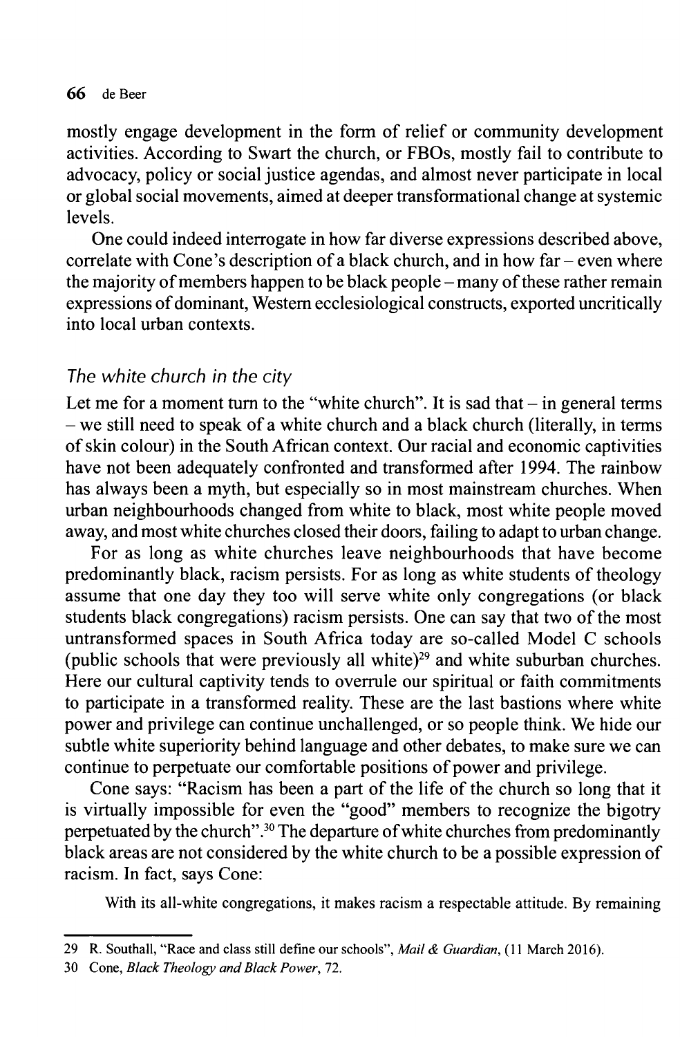mostly engage development in the form of relief or community development activities. According to Swart the church, or FBOs, mostly fail to contribute to advocacy, policy or social justice agendas, and almost never participate in local or global social movements, aimed at deeper transformational change at systemic levels.

One could indeed interrogate in how far diverse expressions described above, correlate with Cone's description of a black church, and in how far – even where the majority of members happen to be black people – many of these rather remain expressions of dominant, Western ecclesiological constructs, exported uncritically into local urban contexts.

### *The white church in the city*

Let me for a moment turn to the "white church". It is sad that – in general terms – we still need to speak of a white church and a black church (literally, in terms of skin colour) in the South African context. Our racial and economic captivities have not been adequately confronted and transformed after 1994. The rainbow has always been a myth, but especially so in most mainstream churches. When urban neighbourhoods changed from white to black, most white people moved away, and most white churches closed their doors, failing to adapt to urban change.

For as long as white churches leave neighbourhoods that have become predominantly black, racism persists. For as long as white students of theology assume that one day they too will serve white only congregations (or black students black congregations) racism persists. One can say that two of the most untransformed spaces in South Africa today are so-called Model C schools (public schools that were previously all white)[29] and white suburban churches. Here our cultural captivity tends to overrule our spiritual or faith commitments to participate in a transformed reality. These are the last bastions where white power and privilege can continue unchallenged, or so people think. We hide our subtle white superiority behind language and other debates, to make sure we can continue to perpetuate our comfortable positions of power and privilege.

Cone says: "Racism has been a part of the life of the church so long that it is virtually impossible for even the "good" members to recognize the bigotry perpetuated by the church".[30] The departure of white churches from predominantly black areas are not considered by the white church to be a possible expression of racism. In fact, says Cone:

> With its all-white congregations, it makes racism a respectable attitude. By remaining

---

29 R. Southall, "Race and class still define our schools", *Mail & Guardian*, (11 March 2016).

30 Cone, *Black Theology and Black Power*, 72.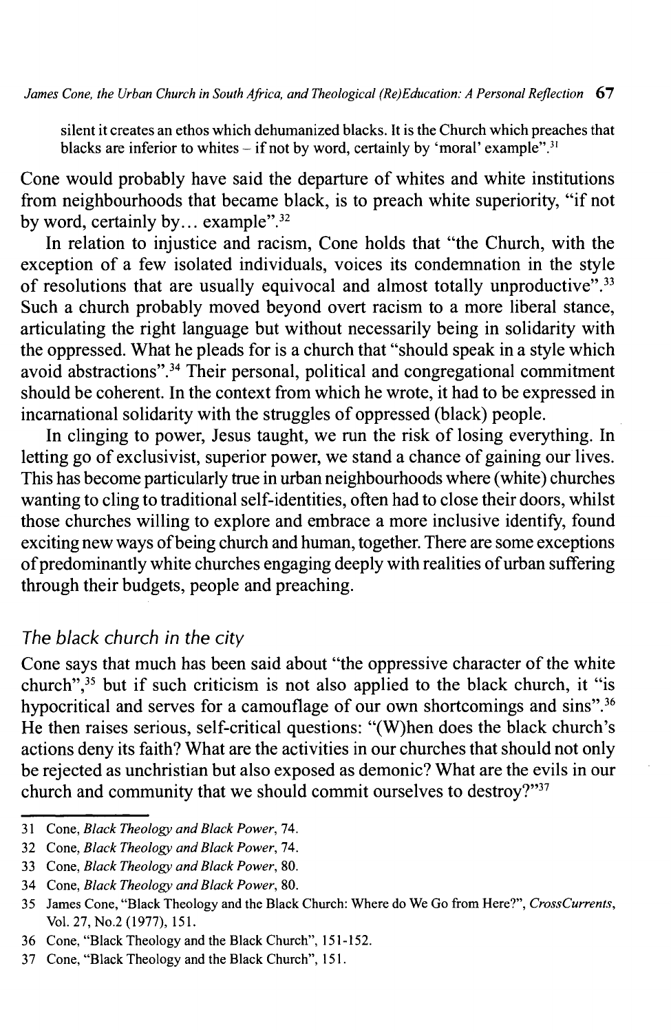silent it creates an ethos which dehumanized blacks. It is the Church which preaches that blacks are inferior to whites – if not by word, certainly by 'moral' example".[31]

Cone would probably have said the departure of whites and white institutions from neighbourhoods that became black, is to preach white superiority, "if not by word, certainly by... example".[32]

In relation to injustice and racism, Cone holds that "the Church, with the exception of a few isolated individuals, voices its condemnation in the style of resolutions that are usually equivocal and almost totally unproductive".[33] Such a church probably moved beyond overt racism to a more liberal stance, articulating the right language but without necessarily being in solidarity with the oppressed. What he pleads for is a church that "should speak in a style which avoid abstractions".[34] Their personal, political and congregational commitment should be coherent. In the context from which he wrote, it had to be expressed in incarnational solidarity with the struggles of oppressed (black) people.

In clinging to power, Jesus taught, we run the risk of losing everything. In letting go of exclusivist, superior power, we stand a chance of gaining our lives. This has become particularly true in urban neighbourhoods where (white) churches wanting to cling to traditional self-identities, often had to close their doors, whilst those churches willing to explore and embrace a more inclusive identify, found exciting new ways of being church and human, together. There are some exceptions of predominantly white churches engaging deeply with realities of urban suffering through their budgets, people and preaching.

## *The black church in the city*

Cone says that much has been said about "the oppressive character of the white church",[35] but if such criticism is not also applied to the black church, it "is hypocritical and serves for a camouflage of our own shortcomings and sins".[36] He then raises serious, self-critical questions: "(W)hen does the black church's actions deny its faith? What are the activities in our churches that should not only be rejected as unchristian but also exposed as demonic? What are the evils in our church and community that we should commit ourselves to destroy?"[37]

---

31 Cone, *Black Theology and Black Power*, 74.

32 Cone, *Black Theology and Black Power*, 74.

33 Cone, *Black Theology and Black Power*, 80.

34 Cone, *Black Theology and Black Power*, 80.

35 James Cone, "Black Theology and the Black Church: Where do We Go from Here?", *CrossCurrents*, Vol. 27, No.2 (1977), 151.

36 Cone, "Black Theology and the Black Church", 151-152.

37 Cone, "Black Theology and the Black Church", 151.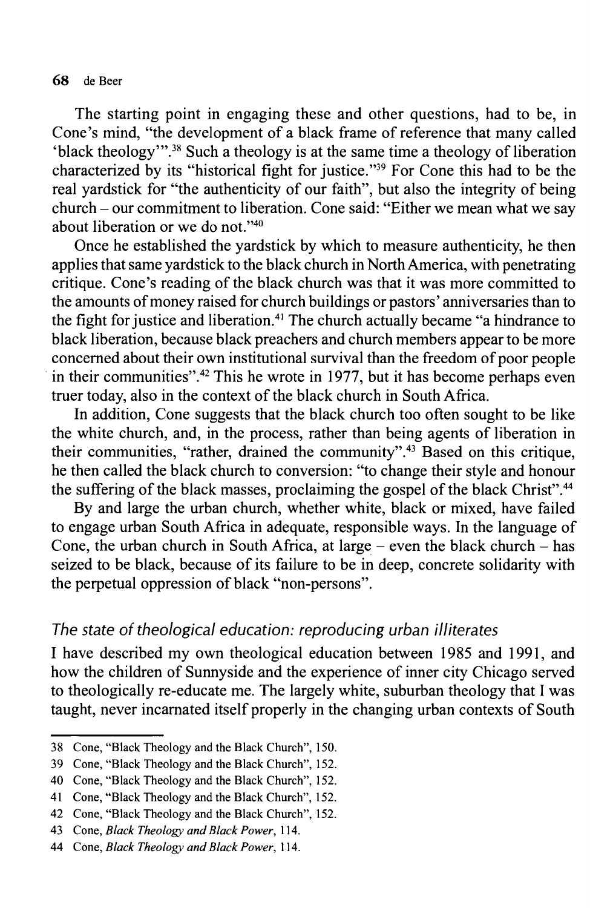The starting point in engaging these and other questions, had to be, in Cone's mind, "the development of a black frame of reference that many called 'black theology'".[38] Such a theology is at the same time a theology of liberation characterized by its "historical fight for justice."[39] For Cone this had to be the real yardstick for "the authenticity of our faith", but also the integrity of being church – our commitment to liberation. Cone said: "Either we mean what we say about liberation or we do not."[40]

Once he established the yardstick by which to measure authenticity, he then applies that same yardstick to the black church in North America, with penetrating critique. Cone's reading of the black church was that it was more committed to the amounts of money raised for church buildings or pastors' anniversaries than to the fight for justice and liberation.[41] The church actually became "a hindrance to black liberation, because black preachers and church members appear to be more concerned about their own institutional survival than the freedom of poor people in their communities".[42] This he wrote in 1977, but it has become perhaps even truer today, also in the context of the black church in South Africa.

In addition, Cone suggests that the black church too often sought to be like the white church, and, in the process, rather than being agents of liberation in their communities, "rather, drained the community".[43] Based on this critique, he then called the black church to conversion: "to change their style and honour the suffering of the black masses, proclaiming the gospel of the black Christ".[44]

By and large the urban church, whether white, black or mixed, have failed to engage urban South Africa in adequate, responsible ways. In the language of Cone, the urban church in South Africa, at large – even the black church – has seized to be black, because of its failure to be in deep, concrete solidarity with the perpetual oppression of black "non-persons".

### *The state of theological education: reproducing urban illiterates*

I have described my own theological education between 1985 and 1991, and how the children of Sunnyside and the experience of inner city Chicago served to theologically re-educate me. The largely white, suburban theology that I was taught, never incarnated itself properly in the changing urban contexts of South

---

38 Cone, "Black Theology and the Black Church", 150.

39 Cone, "Black Theology and the Black Church", 152.

40 Cone, "Black Theology and the Black Church", 152.

41 Cone, "Black Theology and the Black Church", 152.

42 Cone, "Black Theology and the Black Church", 152.

43 Cone, *Black Theology and Black Power*, 114.

44 Cone, *Black Theology and Black Power*, 114.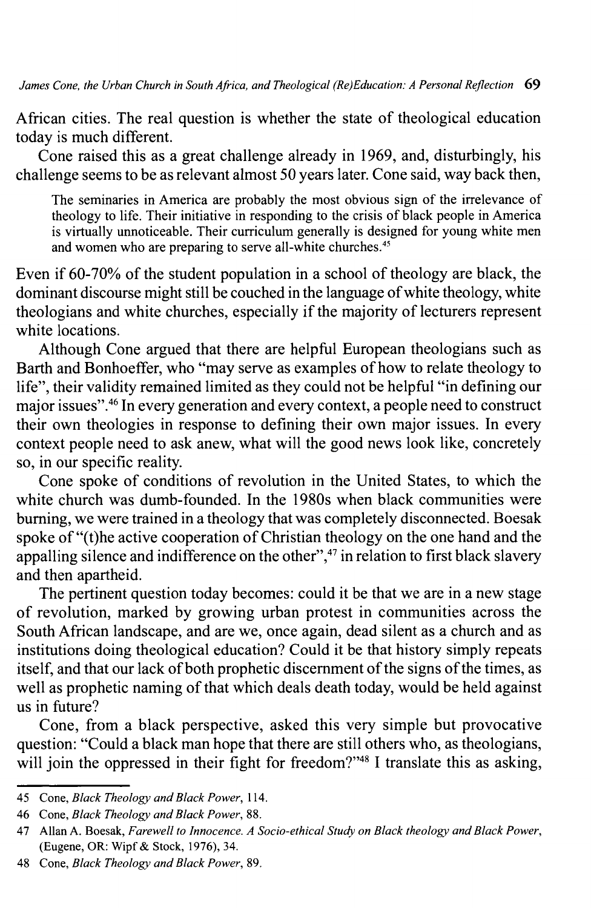African cities. The real question is whether the state of theological education today is much different.

Cone raised this as a great challenge already in 1969, and, disturbingly, his challenge seems to be as relevant almost 50 years later. Cone said, way back then,

> The seminaries in America are probably the most obvious sign of the irrelevance of theology to life. Their initiative in responding to the crisis of black people in America is virtually unnoticeable. Their curriculum generally is designed for young white men and women who are preparing to serve all-white churches.[45]

Even if 60-70% of the student population in a school of theology are black, the dominant discourse might still be couched in the language of white theology, white theologians and white churches, especially if the majority of lecturers represent white locations.

Although Cone argued that there are helpful European theologians such as Barth and Bonhoeffer, who "may serve as examples of how to relate theology to life", their validity remained limited as they could not be helpful "in defining our major issues".[46] In every generation and every context, a people need to construct their own theologies in response to defining their own major issues. In every context people need to ask anew, what will the good news look like, concretely so, in our specific reality.

Cone spoke of conditions of revolution in the United States, to which the white church was dumb-founded. In the 1980s when black communities were burning, we were trained in a theology that was completely disconnected. Boesak spoke of "(t)he active cooperation of Christian theology on the one hand and the appalling silence and indifference on the other",[47] in relation to first black slavery and then apartheid.

The pertinent question today becomes: could it be that we are in a new stage of revolution, marked by growing urban protest in communities across the South African landscape, and are we, once again, dead silent as a church and as institutions doing theological education? Could it be that history simply repeats itself, and that our lack of both prophetic discernment of the signs of the times, as well as prophetic naming of that which deals death today, would be held against us in future?

Cone, from a black perspective, asked this very simple but provocative question: "Could a black man hope that there are still others who, as theologians, will join the oppressed in their fight for freedom?"[48] I translate this as asking,

---

45 Cone, *Black Theology and Black Power*, 114.

46 Cone, *Black Theology and Black Power*, 88.

47 Allan A. Boesak, *Farewell to Innocence. A Socio-ethical Study on Black theology and Black Power*, (Eugene, OR: Wipf & Stock, 1976), 34.

48 Cone, *Black Theology and Black Power*, 89.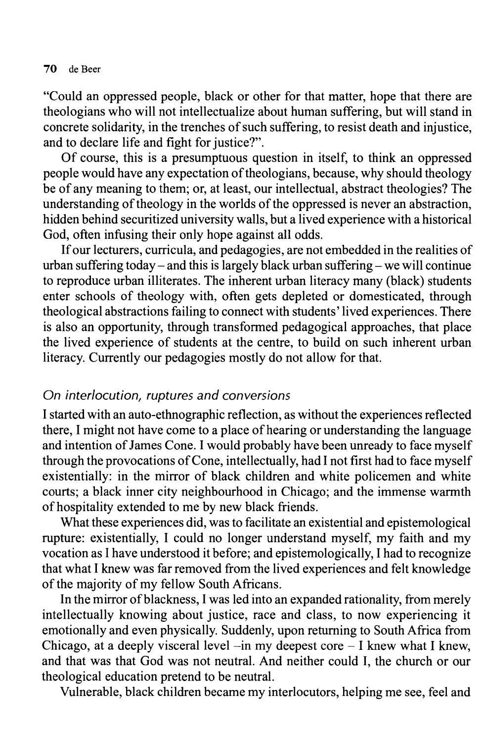"Could an oppressed people, black or other for that matter, hope that there are theologians who will not intellectualize about human suffering, but will stand in concrete solidarity, in the trenches of such suffering, to resist death and injustice, and to declare life and fight for justice?".

Of course, this is a presumptuous question in itself, to think an oppressed people would have any expectation of theologians, because, why should theology be of any meaning to them; or, at least, our intellectual, abstract theologies? The understanding of theology in the worlds of the oppressed is never an abstraction, hidden behind securitized university walls, but a lived experience with a historical God, often infusing their only hope against all odds.

If our lecturers, curricula, and pedagogies, are not embedded in the realities of urban suffering today – and this is largely black urban suffering – we will continue to reproduce urban illiterates. The inherent urban literacy many (black) students enter schools of theology with, often gets depleted or domesticated, through theological abstractions failing to connect with students' lived experiences. There is also an opportunity, through transformed pedagogical approaches, that place the lived experience of students at the centre, to build on such inherent urban literacy. Currently our pedagogies mostly do not allow for that.

### *On interlocution, ruptures and conversions*

I started with an auto-ethnographic reflection, as without the experiences reflected there, I might not have come to a place of hearing or understanding the language and intention of James Cone. I would probably have been unready to face myself through the provocations of Cone, intellectually, had I not first had to face myself existentially: in the mirror of black children and white policemen and white courts; a black inner city neighbourhood in Chicago; and the immense warmth of hospitality extended to me by new black friends.

What these experiences did, was to facilitate an existential and epistemological rupture: existentially, I could no longer understand myself, my faith and my vocation as I have understood it before; and epistemologically, I had to recognize that what I knew was far removed from the lived experiences and felt knowledge of the majority of my fellow South Africans.

In the mirror of blackness, I was led into an expanded rationality, from merely intellectually knowing about justice, race and class, to now experiencing it emotionally and even physically. Suddenly, upon returning to South Africa from Chicago, at a deeply visceral level –in my deepest core – I knew what I knew, and that was that God was not neutral. And neither could I, the church or our theological education pretend to be neutral.

Vulnerable, black children became my interlocutors, helping me see, feel and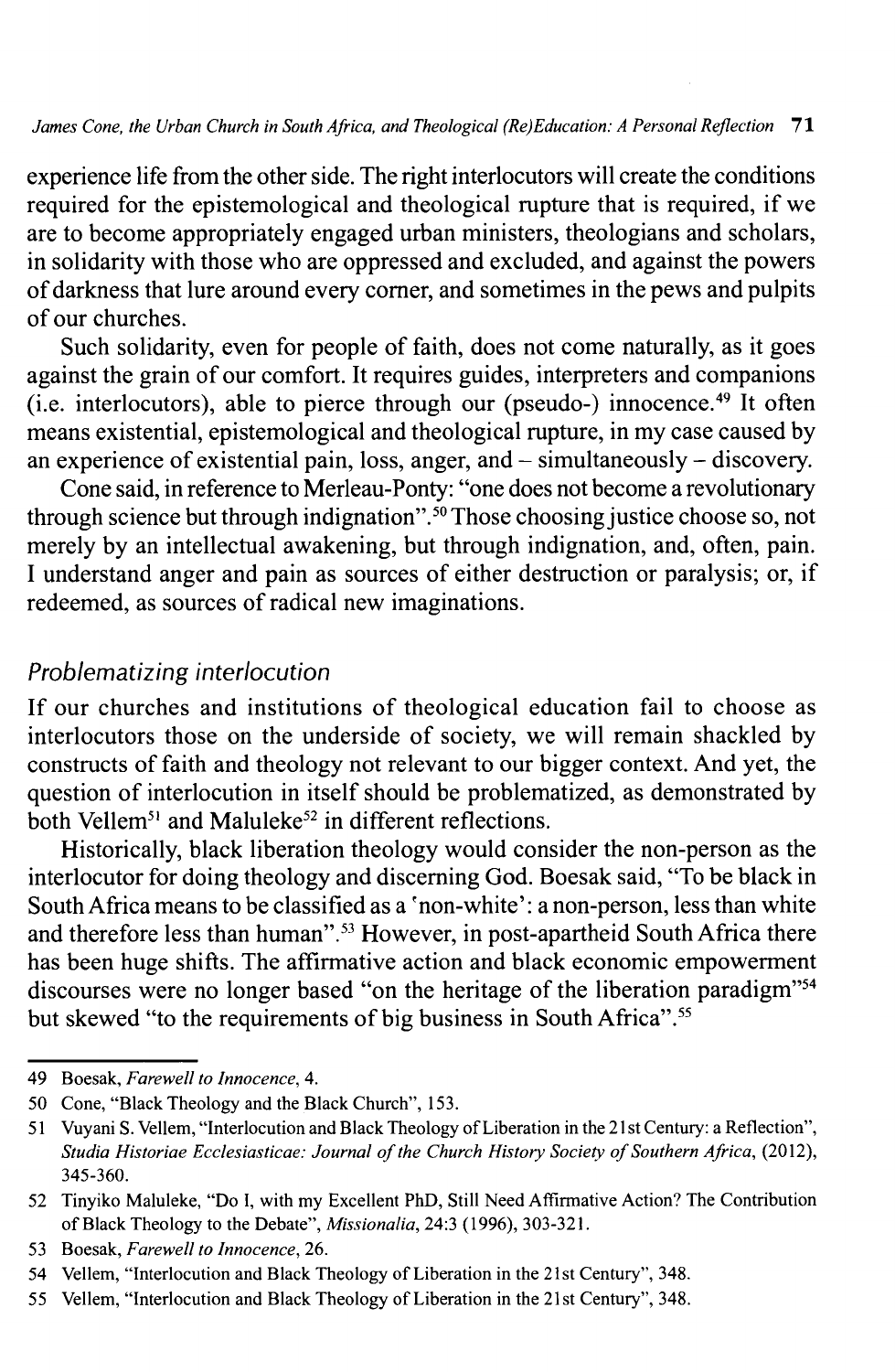experience life from the other side. The right interlocutors will create the conditions required for the epistemological and theological rupture that is required, if we are to become appropriately engaged urban ministers, theologians and scholars, in solidarity with those who are oppressed and excluded, and against the powers of darkness that lure around every corner, and sometimes in the pews and pulpits of our churches.

Such solidarity, even for people of faith, does not come naturally, as it goes against the grain of our comfort. It requires guides, interpreters and companions (i.e. interlocutors), able to pierce through our (pseudo-) innocence.[49] It often means existential, epistemological and theological rupture, in my case caused by an experience of existential pain, loss, anger, and – simultaneously – discovery.

Cone said, in reference to Merleau-Ponty: "one does not become a revolutionary through science but through indignation".[50] Those choosing justice choose so, not merely by an intellectual awakening, but through indignation, and, often, pain. I understand anger and pain as sources of either destruction or paralysis; or, if redeemed, as sources of radical new imaginations.

### *Problematizing interlocution*

If our churches and institutions of theological education fail to choose as interlocutors those on the underside of society, we will remain shackled by constructs of faith and theology not relevant to our bigger context. And yet, the question of interlocution in itself should be problematized, as demonstrated by both Vellem[51] and Maluleke[52] in different reflections.

Historically, black liberation theology would consider the non-person as the interlocutor for doing theology and discerning God. Boesak said, "To be black in South Africa means to be classified as a 'non-white': a non-person, less than white and therefore less than human".[53] However, in post-apartheid South Africa there has been huge shifts. The affirmative action and black economic empowerment discourses were no longer based "on the heritage of the liberation paradigm"[54] but skewed "to the requirements of big business in South Africa".[55]

---

49 Boesak, *Farewell to Innocence*, 4.

50 Cone, "Black Theology and the Black Church", 153.

51 Vuyani S. Vellem, "Interlocution and Black Theology of Liberation in the 21st Century: a Reflection", *Studia Historiae Ecclesiasticae: Journal of the Church History Society of Southern Africa*, (2012), 345-360.

52 Tinyiko Maluleke, "Do I, with my Excellent PhD, Still Need Affirmative Action? The Contribution of Black Theology to the Debate", *Missionalia*, 24:3 (1996), 303-321.

53 Boesak, *Farewell to Innocence*, 26.

54 Vellem, "Interlocution and Black Theology of Liberation in the 21st Century", 348.

55 Vellem, "Interlocution and Black Theology of Liberation in the 21st Century", 348.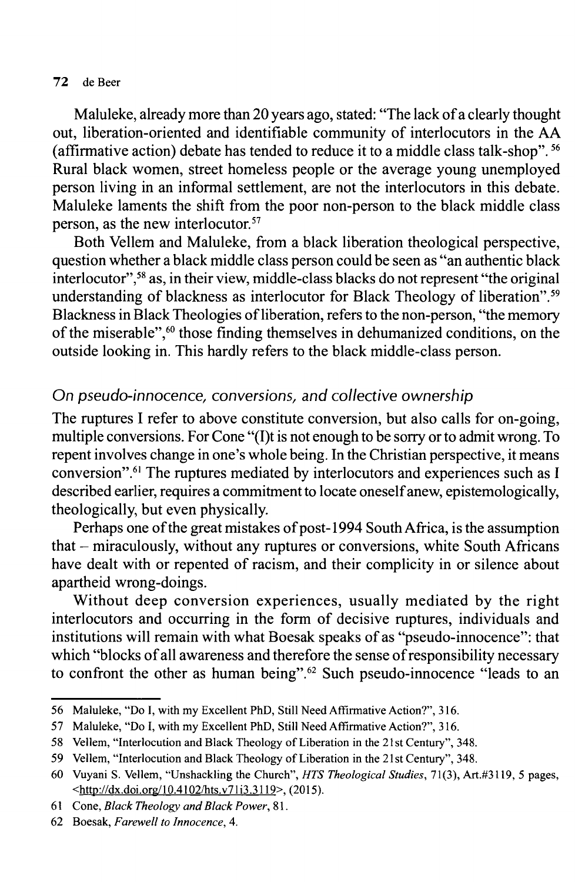Maluleke, already more than 20 years ago, stated: "The lack of a clearly thought out, liberation-oriented and identifiable community of interlocutors in the AA (affirmative action) debate has tended to reduce it to a middle class talk-shop".[56] Rural black women, street homeless people or the average young unemployed person living in an informal settlement, are not the interlocutors in this debate. Maluleke laments the shift from the poor non-person to the black middle class person, as the new interlocutor.[57]

Both Vellem and Maluleke, from a black liberation theological perspective, question whether a black middle class person could be seen as "an authentic black interlocutor",[58] as, in their view, middle-class blacks do not represent "the original understanding of blackness as interlocutor for Black Theology of liberation".[59] Blackness in Black Theologies of liberation, refers to the non-person, "the memory of the miserable",[60] those finding themselves in dehumanized conditions, on the outside looking in. This hardly refers to the black middle-class person.

### *On pseudo-innocence, conversions, and collective ownership*

The ruptures I refer to above constitute conversion, but also calls for on-going, multiple conversions. For Cone "(I)t is not enough to be sorry or to admit wrong. To repent involves change in one's whole being. In the Christian perspective, it means conversion".[61] The ruptures mediated by interlocutors and experiences such as I described earlier, requires a commitment to locate oneself anew, epistemologically, theologically, but even physically.

Perhaps one of the great mistakes of post-1994 South Africa, is the assumption that – miraculously, without any ruptures or conversions, white South Africans have dealt with or repented of racism, and their complicity in or silence about apartheid wrong-doings.

Without deep conversion experiences, usually mediated by the right interlocutors and occurring in the form of decisive ruptures, individuals and institutions will remain with what Boesak speaks of as "pseudo-innocence": that which "blocks of all awareness and therefore the sense of responsibility necessary to confront the other as human being".[62] Such pseudo-innocence "leads to an

---

56 Maluleke, "Do I, with my Excellent PhD, Still Need Affirmative Action?", 316.

57 Maluleke, "Do I, with my Excellent PhD, Still Need Affirmative Action?", 316.

58 Vellem, "Interlocution and Black Theology of Liberation in the 21st Century", 348.

59 Vellem, "Interlocution and Black Theology of Liberation in the 21st Century", 348.

60 Vuyani S. Vellem, "Unshackling the Church", *HTS Theological Studies*, 71(3), Art.#3119, 5 pages, <http://dx.doi.org/10.4102/hts.v71i3.3119>, (2015).

61 Cone, *Black Theology and Black Power*, 81.

62 Boesak, *Farewell to Innocence*, 4.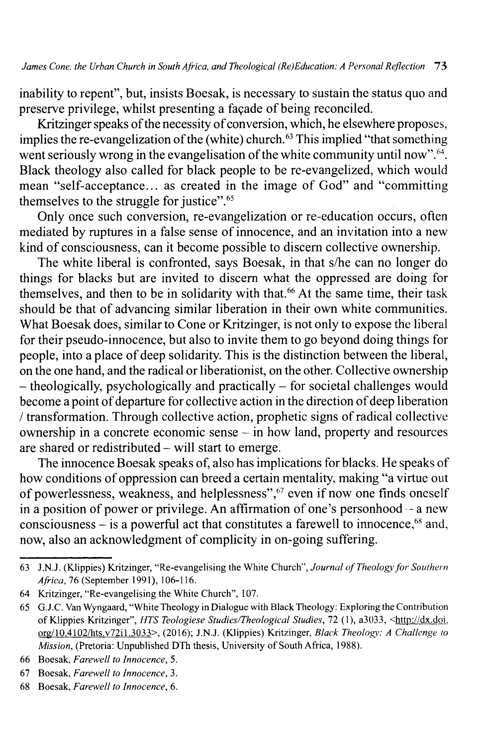inability to repent", but, insists Boesak, is necessary to sustain the status quo and preserve privilege, whilst presenting a façade of being reconciled.

Kritzinger speaks of the necessity of conversion, which, he elsewhere proposes, implies the re-evangelization of the (white) church.[63] This implied "that something went seriously wrong in the evangelisation of the white community until now".[64]. Black theology also called for black people to be re-evangelized, which would mean "self-acceptance… as created in the image of God" and "committing themselves to the struggle for justice".[65]

Only once such conversion, re-evangelization or re-education occurs, often mediated by ruptures in a false sense of innocence, and an invitation into a new kind of consciousness, can it become possible to discern collective ownership.

The white liberal is confronted, says Boesak, in that s/he can no longer do things for blacks but are invited to discern what the oppressed are doing for themselves, and then to be in solidarity with that.[66] At the same time, their task should be that of advancing similar liberation in their own white communities. What Boesak does, similar to Cone or Kritzinger, is not only to expose the liberal for their pseudo-innocence, but also to invite them to go beyond doing things for people, into a place of deep solidarity. This is the distinction between the liberal, on the one hand, and the radical or liberationist, on the other. Collective ownership – theologically, psychologically and practically – for societal challenges would become a point of departure for collective action in the direction of deep liberation / transformation. Through collective action, prophetic signs of radical collective ownership in a concrete economic sense – in how land, property and resources are shared or redistributed – will start to emerge.

The innocence Boesak speaks of, also has implications for blacks. He speaks of how conditions of oppression can breed a certain mentality, making "a virtue out of powerlessness, weakness, and helplessness",[67] even if now one finds oneself in a position of power or privilege. An affirmation of one's personhood – a new consciousness – is a powerful act that constitutes a farewell to innocence,[68] and, now, also an acknowledgment of complicity in on-going suffering.

---

63 J.N.J. (Klippies) Kritzinger, "Re-evangelising the White Church", *Journal of Theology for Southern Africa*, 76 (September 1991), 106-116.

64 Kritzinger, "Re-evangelising the White Church", 107.

65 G.J.C. Van Wyngaard, "White Theology in Dialogue with Black Theology: Exploring the Contribution of Klippies Kritzinger", *HTS Teologiese Studies/Theological Studies*, 72 (1), a3033, <http://dx.doi.org/10.4102/hts.v72i1.3033>, (2016); J.N.J. (Klippies) Kritzinger, *Black Theology: A Challenge to Mission*, (Pretoria: Unpublished DTh thesis, University of South Africa, 1988).

66 Boesak, *Farewell to Innocence*, 5.

67 Boesak, *Farewell to Innocence*, 3.

68 Boesak, *Farewell to Innocence*, 6.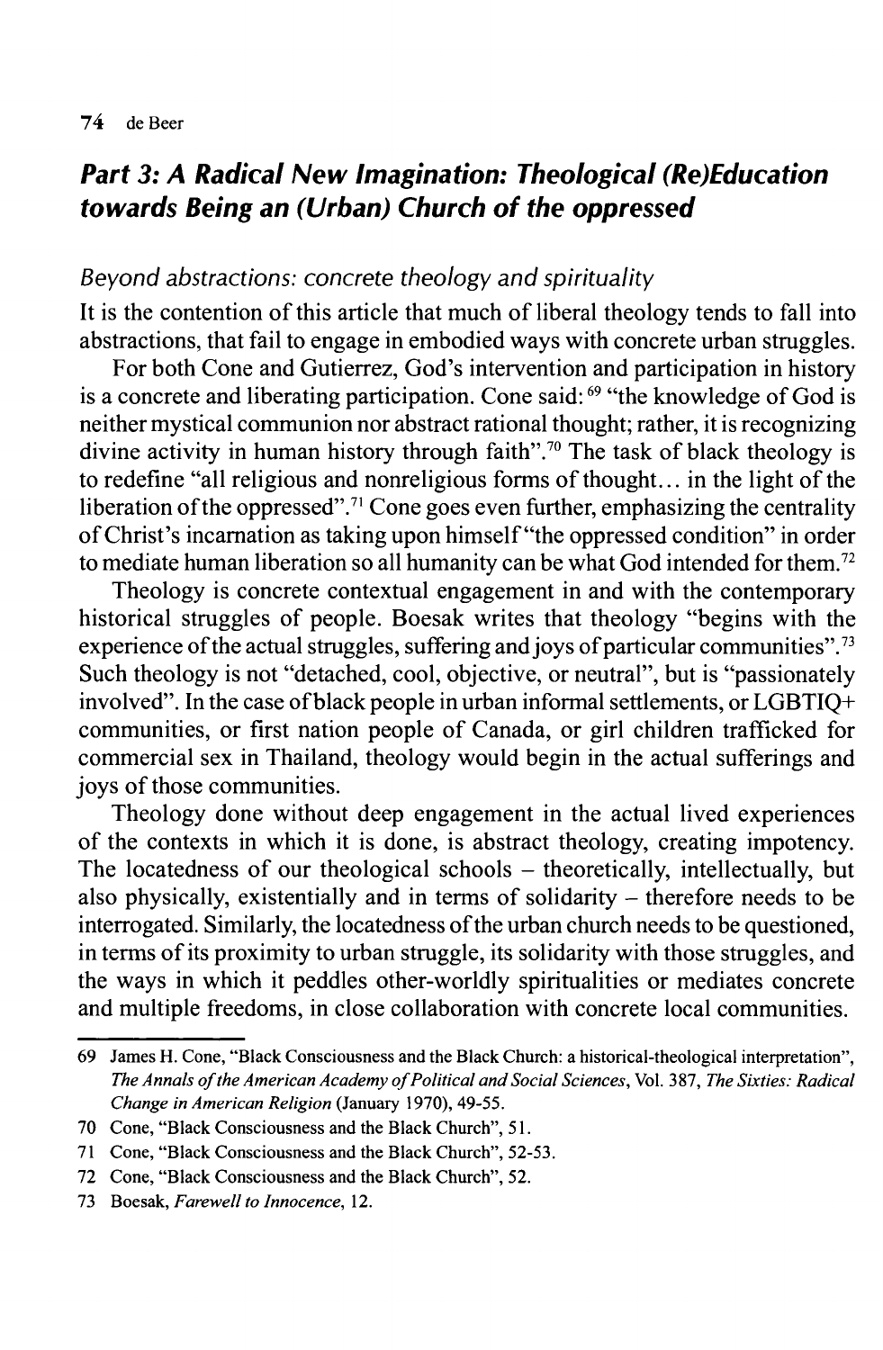## *Part 3: A Radical New Imagination: Theological (Re)Education towards Being an (Urban) Church of the oppressed*

### *Beyond abstractions: concrete theology and spirituality*

It is the contention of this article that much of liberal theology tends to fall into abstractions, that fail to engage in embodied ways with concrete urban struggles.

For both Cone and Gutierrez, God's intervention and participation in history is a concrete and liberating participation. Cone said: [69] "the knowledge of God is neither mystical communion nor abstract rational thought; rather, it is recognizing divine activity in human history through faith".[70] The task of black theology is to redefine "all religious and nonreligious forms of thought... in the light of the liberation of the oppressed".[71] Cone goes even further, emphasizing the centrality of Christ's incarnation as taking upon himself "the oppressed condition" in order to mediate human liberation so all humanity can be what God intended for them.[72]

Theology is concrete contextual engagement in and with the contemporary historical struggles of people. Boesak writes that theology "begins with the experience of the actual struggles, suffering and joys of particular communities".[73] Such theology is not "detached, cool, objective, or neutral", but is "passionately involved". In the case of black people in urban informal settlements, or LGBTIQ+ communities, or first nation people of Canada, or girl children trafficked for commercial sex in Thailand, theology would begin in the actual sufferings and joys of those communities.

Theology done without deep engagement in the actual lived experiences of the contexts in which it is done, is abstract theology, creating impotency. The locatedness of our theological schools – theoretically, intellectually, but also physically, existentially and in terms of solidarity – therefore needs to be interrogated. Similarly, the locatedness of the urban church needs to be questioned, in terms of its proximity to urban struggle, its solidarity with those struggles, and the ways in which it peddles other-worldly spiritualities or mediates concrete and multiple freedoms, in close collaboration with concrete local communities.

---

69 James H. Cone, "Black Consciousness and the Black Church: a historical-theological interpretation", *The Annals of the American Academy of Political and Social Sciences*, Vol. 387, *The Sixties: Radical Change in American Religion* (January 1970), 49-55.

70 Cone, "Black Consciousness and the Black Church", 51.

71 Cone, "Black Consciousness and the Black Church", 52-53.

72 Cone, "Black Consciousness and the Black Church", 52.

73 Boesak, *Farewell to Innocence*, 12.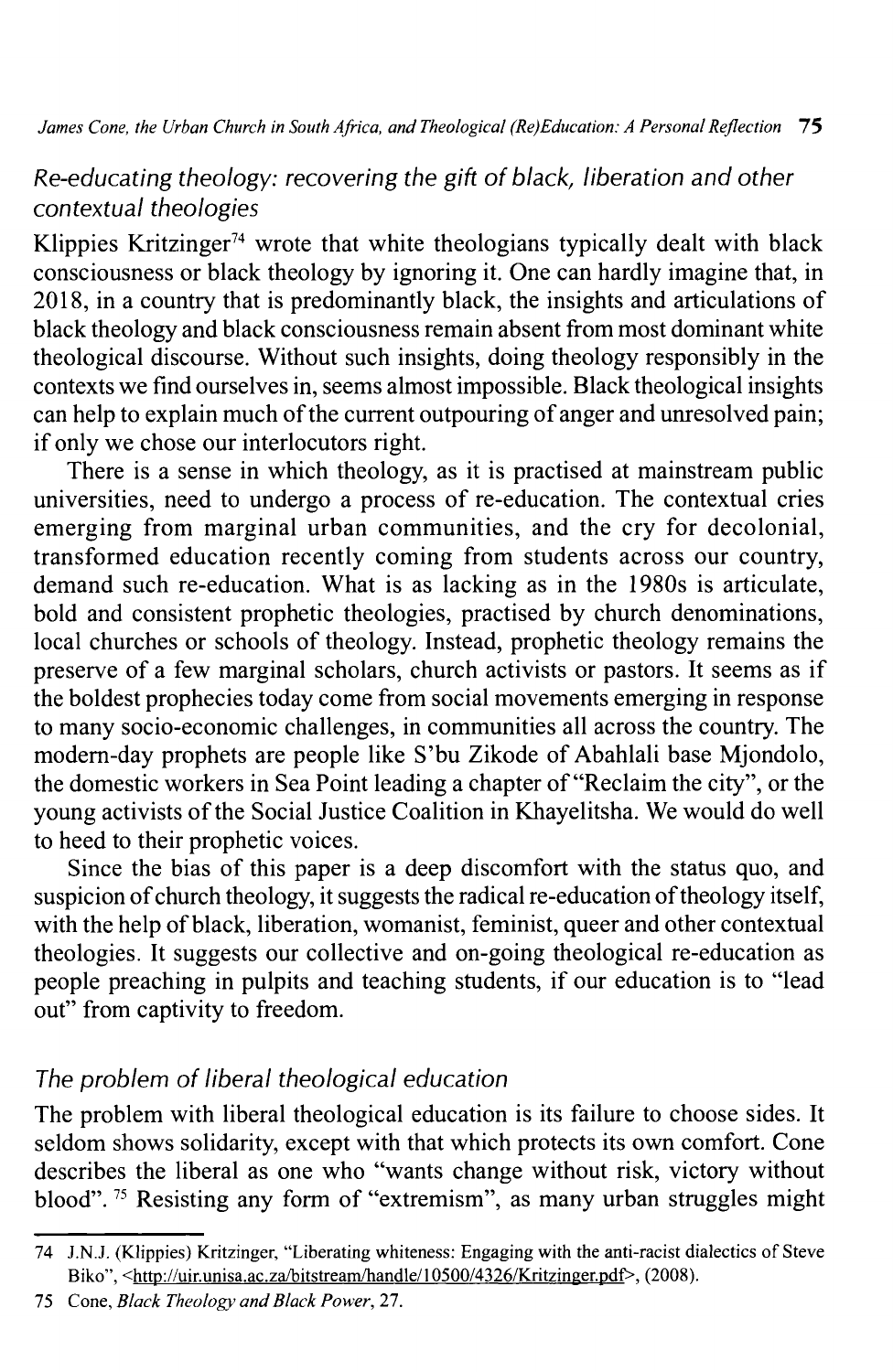### *Re-educating theology: recovering the gift of black, liberation and other contextual theologies*

Klippies Kritzinger[74] wrote that white theologians typically dealt with black consciousness or black theology by ignoring it. One can hardly imagine that, in 2018, in a country that is predominantly black, the insights and articulations of black theology and black consciousness remain absent from most dominant white theological discourse. Without such insights, doing theology responsibly in the contexts we find ourselves in, seems almost impossible. Black theological insights can help to explain much of the current outpouring of anger and unresolved pain; if only we chose our interlocutors right.

There is a sense in which theology, as it is practised at mainstream public universities, need to undergo a process of re-education. The contextual cries emerging from marginal urban communities, and the cry for decolonial, transformed education recently coming from students across our country, demand such re-education. What is as lacking as in the 1980s is articulate, bold and consistent prophetic theologies, practised by church denominations, local churches or schools of theology. Instead, prophetic theology remains the preserve of a few marginal scholars, church activists or pastors. It seems as if the boldest prophecies today come from social movements emerging in response to many socio-economic challenges, in communities all across the country. The modern-day prophets are people like S'bu Zikode of Abahlali base Mjondolo, the domestic workers in Sea Point leading a chapter of "Reclaim the city", or the young activists of the Social Justice Coalition in Khayelitsha. We would do well to heed to their prophetic voices.

Since the bias of this paper is a deep discomfort with the status quo, and suspicion of church theology, it suggests the radical re-education of theology itself, with the help of black, liberation, womanist, feminist, queer and other contextual theologies. It suggests our collective and on-going theological re-education as people preaching in pulpits and teaching students, if our education is to "lead out" from captivity to freedom.

### *The problem of liberal theological education*

The problem with liberal theological education is its failure to choose sides. It seldom shows solidarity, except with that which protects its own comfort. Cone describes the liberal as one who "wants change without risk, victory without blood".[75] Resisting any form of "extremism", as many urban struggles might

---

74 J.N.J. (Klippies) Kritzinger, "Liberating whiteness: Engaging with the anti-racist dialectics of Steve Biko", <http://uir.unisa.ac.za/bitstream/handle/10500/4326/Kritzinger.pdf>, (2008).

75 Cone, *Black Theology and Black Power*, 27.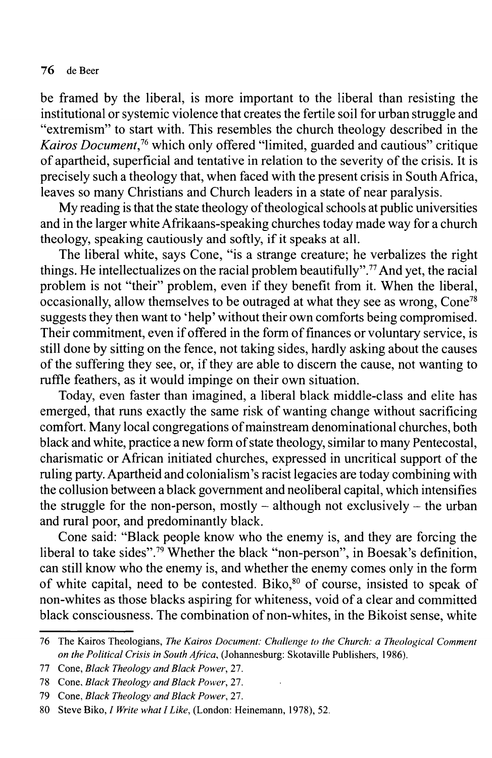be framed by the liberal, is more important to the liberal than resisting the institutional or systemic violence that creates the fertile soil for urban struggle and "extremism" to start with. This resembles the church theology described in the *Kairos Document*,[76] which only offered "limited, guarded and cautious" critique of apartheid, superficial and tentative in relation to the severity of the crisis. It is precisely such a theology that, when faced with the present crisis in South Africa, leaves so many Christians and Church leaders in a state of near paralysis.

My reading is that the state theology of theological schools at public universities and in the larger white Afrikaans-speaking churches today made way for a church theology, speaking cautiously and softly, if it speaks at all.

The liberal white, says Cone, "is a strange creature; he verbalizes the right things. He intellectualizes on the racial problem beautifully".[77] And yet, the racial problem is not "their" problem, even if they benefit from it. When the liberal, occasionally, allow themselves to be outraged at what they see as wrong, Cone[78] suggests they then want to 'help' without their own comforts being compromised. Their commitment, even if offered in the form of finances or voluntary service, is still done by sitting on the fence, not taking sides, hardly asking about the causes of the suffering they see, or, if they are able to discern the cause, not wanting to ruffle feathers, as it would impinge on their own situation.

Today, even faster than imagined, a liberal black middle-class and elite has emerged, that runs exactly the same risk of wanting change without sacrificing comfort. Many local congregations of mainstream denominational churches, both black and white, practice a new form of state theology, similar to many Pentecostal, charismatic or African initiated churches, expressed in uncritical support of the ruling party. Apartheid and colonialism's racist legacies are today combining with the collusion between a black government and neoliberal capital, which intensifies the struggle for the non-person, mostly – although not exclusively – the urban and rural poor, and predominantly black.

Cone said: "Black people know who the enemy is, and they are forcing the liberal to take sides".[79] Whether the black "non-person", in Boesak's definition, can still know who the enemy is, and whether the enemy comes only in the form of white capital, need to be contested. Biko,[80] of course, insisted to speak of non-whites as those blacks aspiring for whiteness, void of a clear and committed black consciousness. The combination of non-whites, in the Bikoist sense, white

---

76 The Kairos Theologians, *The Kairos Document: Challenge to the Church: a Theological Comment on the Political Crisis in South Africa*, (Johannesburg: Skotaville Publishers, 1986).

77 Cone, *Black Theology and Black Power*, 27.

78 Cone, *Black Theology and Black Power*, 27.

79 Cone, *Black Theology and Black Power*, 27.

80 Steve Biko, *I Write what I Like*, (London: Heinemann, 1978), 52.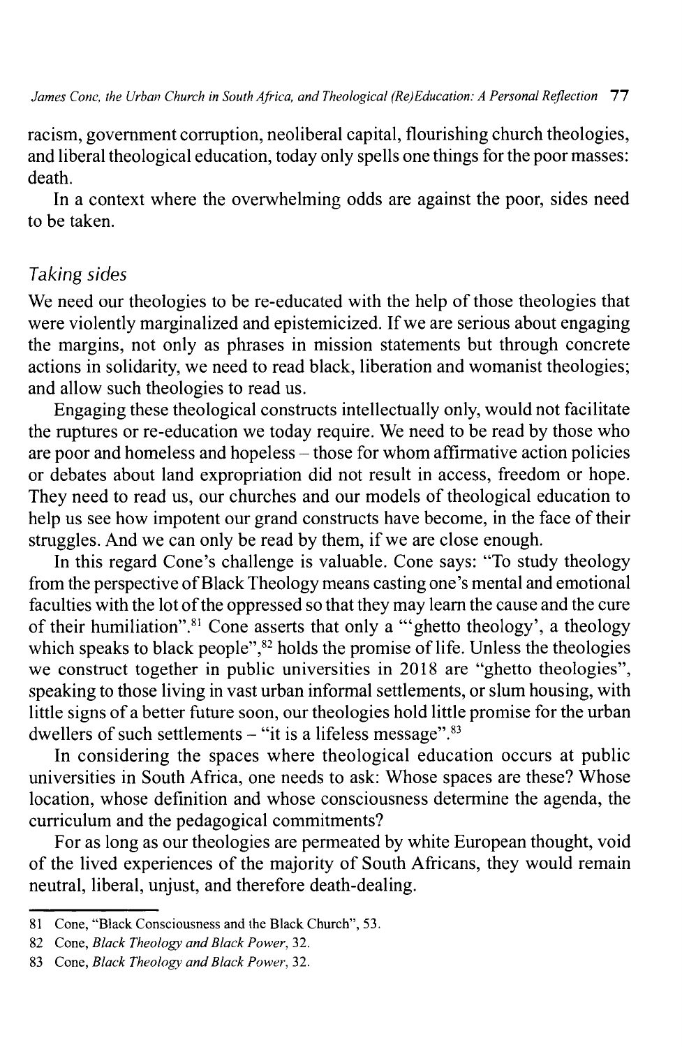racism, government corruption, neoliberal capital, flourishing church theologies, and liberal theological education, today only spells one things for the poor masses: death.

In a context where the overwhelming odds are against the poor, sides need to be taken.

### *Taking sides*

We need our theologies to be re-educated with the help of those theologies that were violently marginalized and epistemicized. If we are serious about engaging the margins, not only as phrases in mission statements but through concrete actions in solidarity, we need to read black, liberation and womanist theologies; and allow such theologies to read us.

Engaging these theological constructs intellectually only, would not facilitate the ruptures or re-education we today require. We need to be read by those who are poor and homeless and hopeless – those for whom affirmative action policies or debates about land expropriation did not result in access, freedom or hope. They need to read us, our churches and our models of theological education to help us see how impotent our grand constructs have become, in the face of their struggles. And we can only be read by them, if we are close enough.

In this regard Cone's challenge is valuable. Cone says: "To study theology from the perspective of Black Theology means casting one's mental and emotional faculties with the lot of the oppressed so that they may learn the cause and the cure of their humiliation".[81] Cone asserts that only a "'ghetto theology', a theology which speaks to black people",[82] holds the promise of life. Unless the theologies we construct together in public universities in 2018 are "ghetto theologies", speaking to those living in vast urban informal settlements, or slum housing, with little signs of a better future soon, our theologies hold little promise for the urban dwellers of such settlements – "it is a lifeless message".[83]

In considering the spaces where theological education occurs at public universities in South Africa, one needs to ask: Whose spaces are these? Whose location, whose definition and whose consciousness determine the agenda, the curriculum and the pedagogical commitments?

For as long as our theologies are permeated by white European thought, void of the lived experiences of the majority of South Africans, they would remain neutral, liberal, unjust, and therefore death-dealing.

---

81 Cone, "Black Consciousness and the Black Church", 53.

82 Cone, *Black Theology and Black Power*, 32.

83 Cone, *Black Theology and Black Power*, 32.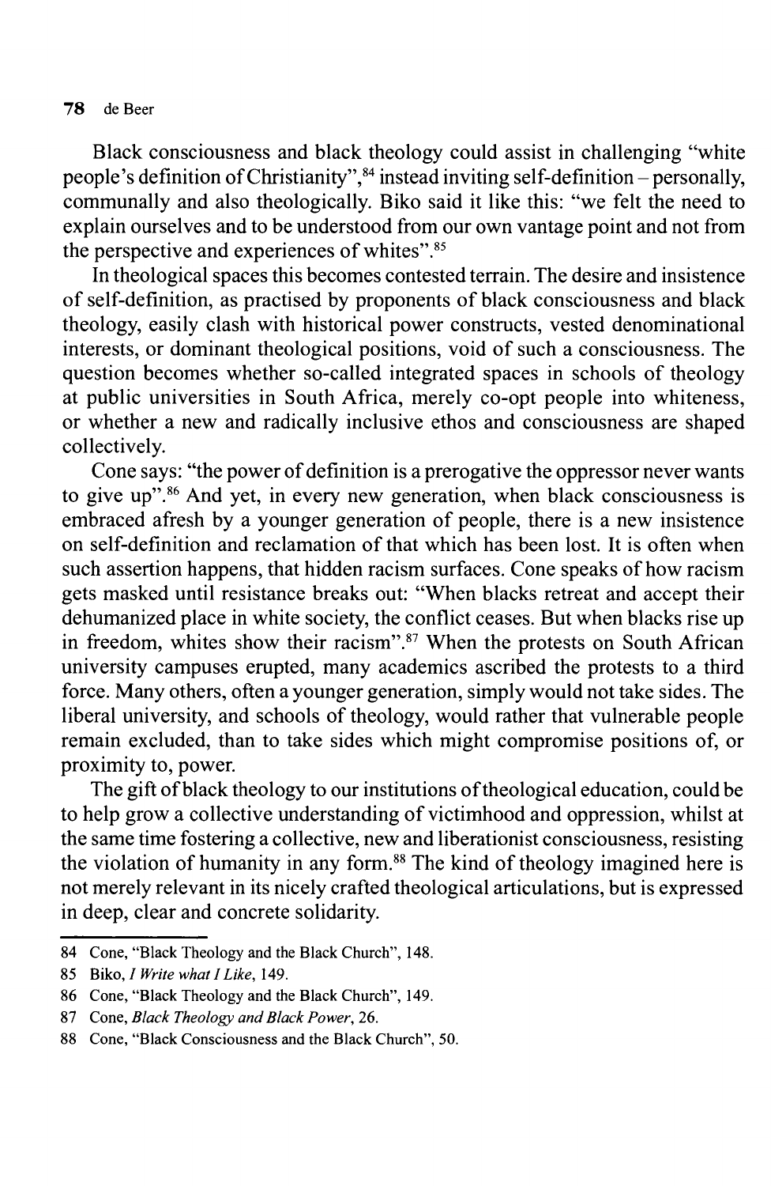Black consciousness and black theology could assist in challenging "white people's definition of Christianity",[84] instead inviting self-definition – personally, communally and also theologically. Biko said it like this: "we felt the need to explain ourselves and to be understood from our own vantage point and not from the perspective and experiences of whites".[85]

In theological spaces this becomes contested terrain. The desire and insistence of self-definition, as practised by proponents of black consciousness and black theology, easily clash with historical power constructs, vested denominational interests, or dominant theological positions, void of such a consciousness. The question becomes whether so-called integrated spaces in schools of theology at public universities in South Africa, merely co-opt people into whiteness, or whether a new and radically inclusive ethos and consciousness are shaped collectively.

Cone says: "the power of definition is a prerogative the oppressor never wants to give up".[86] And yet, in every new generation, when black consciousness is embraced afresh by a younger generation of people, there is a new insistence on self-definition and reclamation of that which has been lost. It is often when such assertion happens, that hidden racism surfaces. Cone speaks of how racism gets masked until resistance breaks out: "When blacks retreat and accept their dehumanized place in white society, the conflict ceases. But when blacks rise up in freedom, whites show their racism".[87] When the protests on South African university campuses erupted, many academics ascribed the protests to a third force. Many others, often a younger generation, simply would not take sides. The liberal university, and schools of theology, would rather that vulnerable people remain excluded, than to take sides which might compromise positions of, or proximity to, power.

The gift of black theology to our institutions of theological education, could be to help grow a collective understanding of victimhood and oppression, whilst at the same time fostering a collective, new and liberationist consciousness, resisting the violation of humanity in any form.[88] The kind of theology imagined here is not merely relevant in its nicely crafted theological articulations, but is expressed in deep, clear and concrete solidarity.

---

84 Cone, "Black Theology and the Black Church", 148.

85 Biko, *I Write what I Like*, 149.

86 Cone, "Black Theology and the Black Church", 149.

87 Cone, *Black Theology and Black Power*, 26.

88 Cone, "Black Consciousness and the Black Church", 50.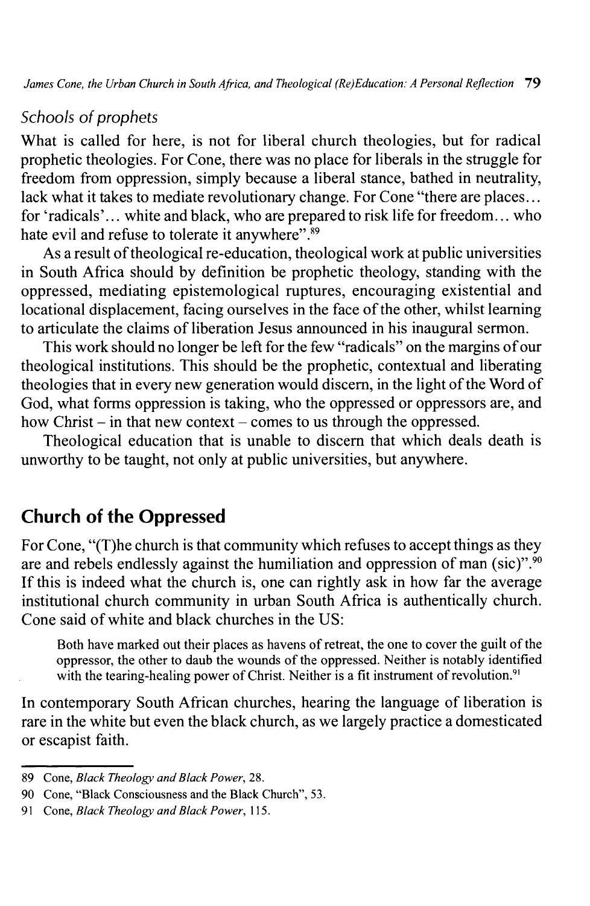### *Schools of prophets*

What is called for here, is not for liberal church theologies, but for radical prophetic theologies. For Cone, there was no place for liberals in the struggle for freedom from oppression, simply because a liberal stance, bathed in neutrality, lack what it takes to mediate revolutionary change. For Cone "there are places... for 'radicals'... white and black, who are prepared to risk life for freedom... who hate evil and refuse to tolerate it anywhere".[89]

As a result of theological re-education, theological work at public universities in South Africa should by definition be prophetic theology, standing with the oppressed, mediating epistemological ruptures, encouraging existential and locational displacement, facing ourselves in the face of the other, whilst learning to articulate the claims of liberation Jesus announced in his inaugural sermon.

This work should no longer be left for the few "radicals" on the margins of our theological institutions. This should be the prophetic, contextual and liberating theologies that in every new generation would discern, in the light of the Word of God, what forms oppression is taking, who the oppressed or oppressors are, and how Christ – in that new context – comes to us through the oppressed.

Theological education that is unable to discern that which deals death is unworthy to be taught, not only at public universities, but anywhere.

## Church of the Oppressed

For Cone, "(T)he church is that community which refuses to accept things as they are and rebels endlessly against the humiliation and oppression of man (sic)".[90] If this is indeed what the church is, one can rightly ask in how far the average institutional church community in urban South Africa is authentically church. Cone said of white and black churches in the US:

> Both have marked out their places as havens of retreat, the one to cover the guilt of the oppressor, the other to daub the wounds of the oppressed. Neither is notably identified with the tearing-healing power of Christ. Neither is a fit instrument of revolution.[91]

In contemporary South African churches, hearing the language of liberation is rare in the white but even the black church, as we largely practice a domesticated or escapist faith.

---

89 Cone, *Black Theology and Black Power*, 28.

90 Cone, "Black Consciousness and the Black Church", 53.

91 Cone, *Black Theology and Black Power*, 115.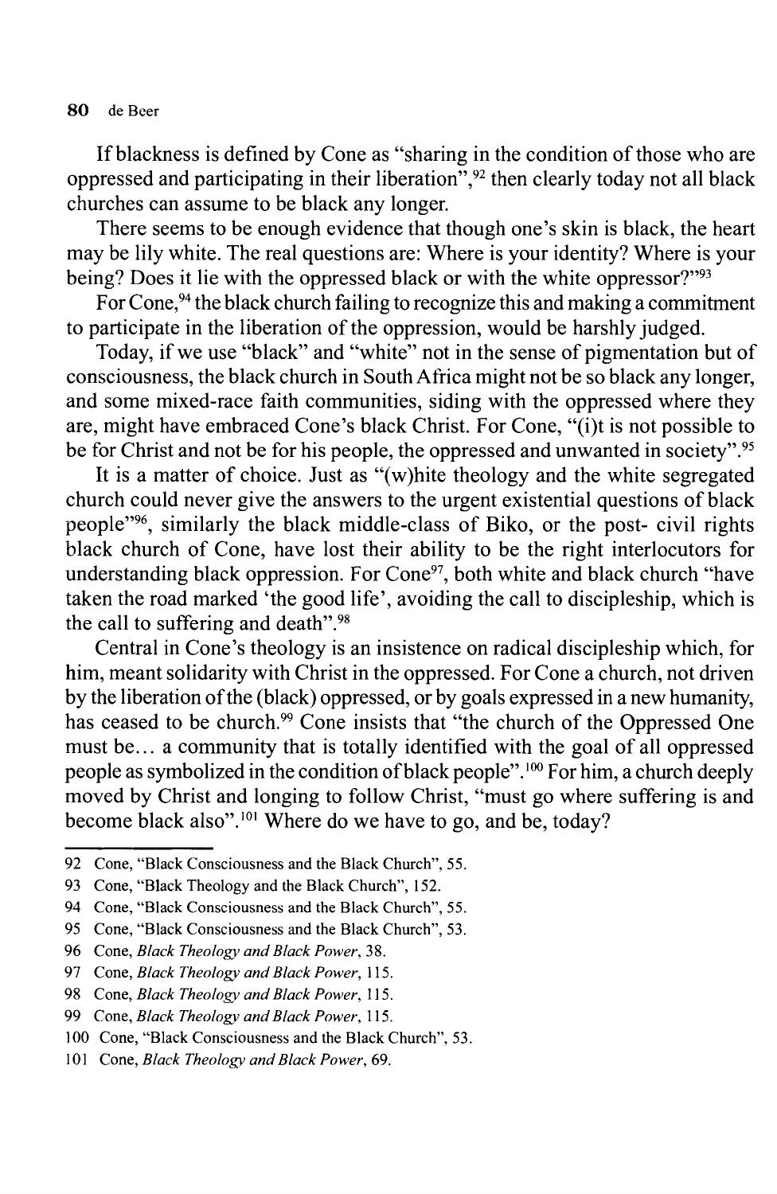If blackness is defined by Cone as "sharing in the condition of those who are oppressed and participating in their liberation",[92] then clearly today not all black churches can assume to be black any longer.

There seems to be enough evidence that though one's skin is black, the heart may be lily white. The real questions are: Where is your identity? Where is your being? Does it lie with the oppressed black or with the white oppressor?"[93]

For Cone,[94] the black church failing to recognize this and making a commitment to participate in the liberation of the oppression, would be harshly judged.

Today, if we use "black" and "white" not in the sense of pigmentation but of consciousness, the black church in South Africa might not be so black any longer, and some mixed-race faith communities, siding with the oppressed where they are, might have embraced Cone's black Christ. For Cone, "(i)t is not possible to be for Christ and not be for his people, the oppressed and unwanted in society".[95]

It is a matter of choice. Just as "(w)hite theology and the white segregated church could never give the answers to the urgent existential questions of black people"[96], similarly the black middle-class of Biko, or the post- civil rights black church of Cone, have lost their ability to be the right interlocutors for understanding black oppression. For Cone[97], both white and black church "have taken the road marked 'the good life', avoiding the call to discipleship, which is the call to suffering and death".[98]

Central in Cone's theology is an insistence on radical discipleship which, for him, meant solidarity with Christ in the oppressed. For Cone a church, not driven by the liberation of the (black) oppressed, or by goals expressed in a new humanity, has ceased to be church.[99] Cone insists that "the church of the Oppressed One must be… a community that is totally identified with the goal of all oppressed people as symbolized in the condition of black people".[100] For him, a church deeply moved by Christ and longing to follow Christ, "must go where suffering is and become black also".[101] Where do we have to go, and be, today?

---

92 Cone, "Black Consciousness and the Black Church", 55.

93 Cone, "Black Theology and the Black Church", 152.

94 Cone, "Black Consciousness and the Black Church", 55.

95 Cone, "Black Consciousness and the Black Church", 53.

96 Cone, *Black Theology and Black Power*, 38.

97 Cone, *Black Theology and Black Power*, 115.

98 Cone, *Black Theology and Black Power*, 115.

99 Cone, *Black Theology and Black Power*, 115.

100 Cone, "Black Consciousness and the Black Church", 53.

101 Cone, *Black Theology and Black Power*, 69.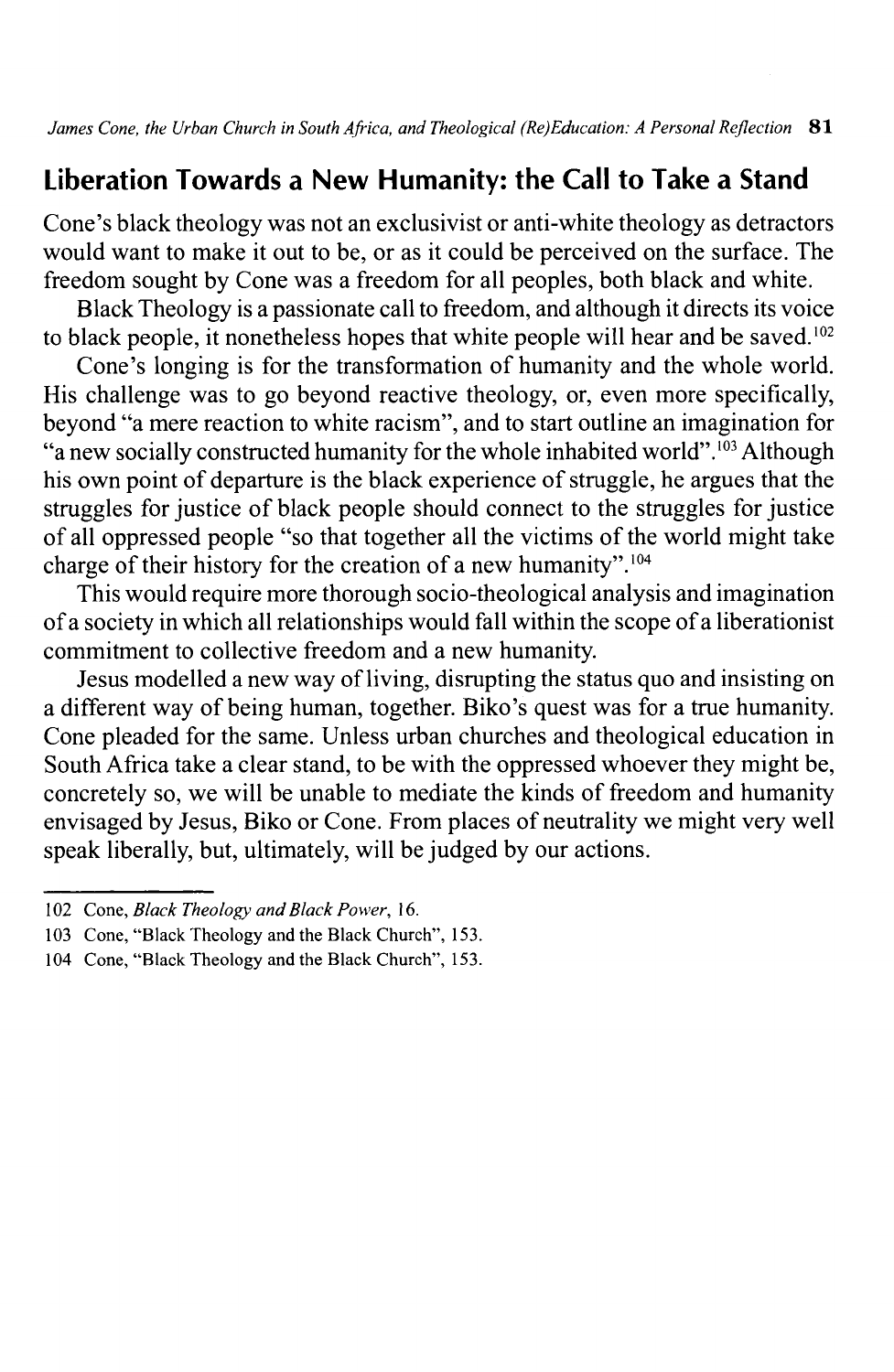## Liberation Towards a New Humanity: the Call to Take a Stand

Cone's black theology was not an exclusivist or anti-white theology as detractors would want to make it out to be, or as it could be perceived on the surface. The freedom sought by Cone was a freedom for all peoples, both black and white.

Black Theology is a passionate call to freedom, and although it directs its voice to black people, it nonetheless hopes that white people will hear and be saved.[102]

Cone's longing is for the transformation of humanity and the whole world. His challenge was to go beyond reactive theology, or, even more specifically, beyond "a mere reaction to white racism", and to start outline an imagination for "a new socially constructed humanity for the whole inhabited world".[103] Although his own point of departure is the black experience of struggle, he argues that the struggles for justice of black people should connect to the struggles for justice of all oppressed people "so that together all the victims of the world might take charge of their history for the creation of a new humanity".[104]

This would require more thorough socio-theological analysis and imagination of a society in which all relationships would fall within the scope of a liberationist commitment to collective freedom and a new humanity.

Jesus modelled a new way of living, disrupting the status quo and insisting on a different way of being human, together. Biko's quest was for a true humanity. Cone pleaded for the same. Unless urban churches and theological education in South Africa take a clear stand, to be with the oppressed whoever they might be, concretely so, we will be unable to mediate the kinds of freedom and humanity envisaged by Jesus, Biko or Cone. From places of neutrality we might very well speak liberally, but, ultimately, will be judged by our actions.

---

102 Cone, *Black Theology and Black Power*, 16.

103 Cone, "Black Theology and the Black Church", 153.

104 Cone, "Black Theology and the Black Church", 153.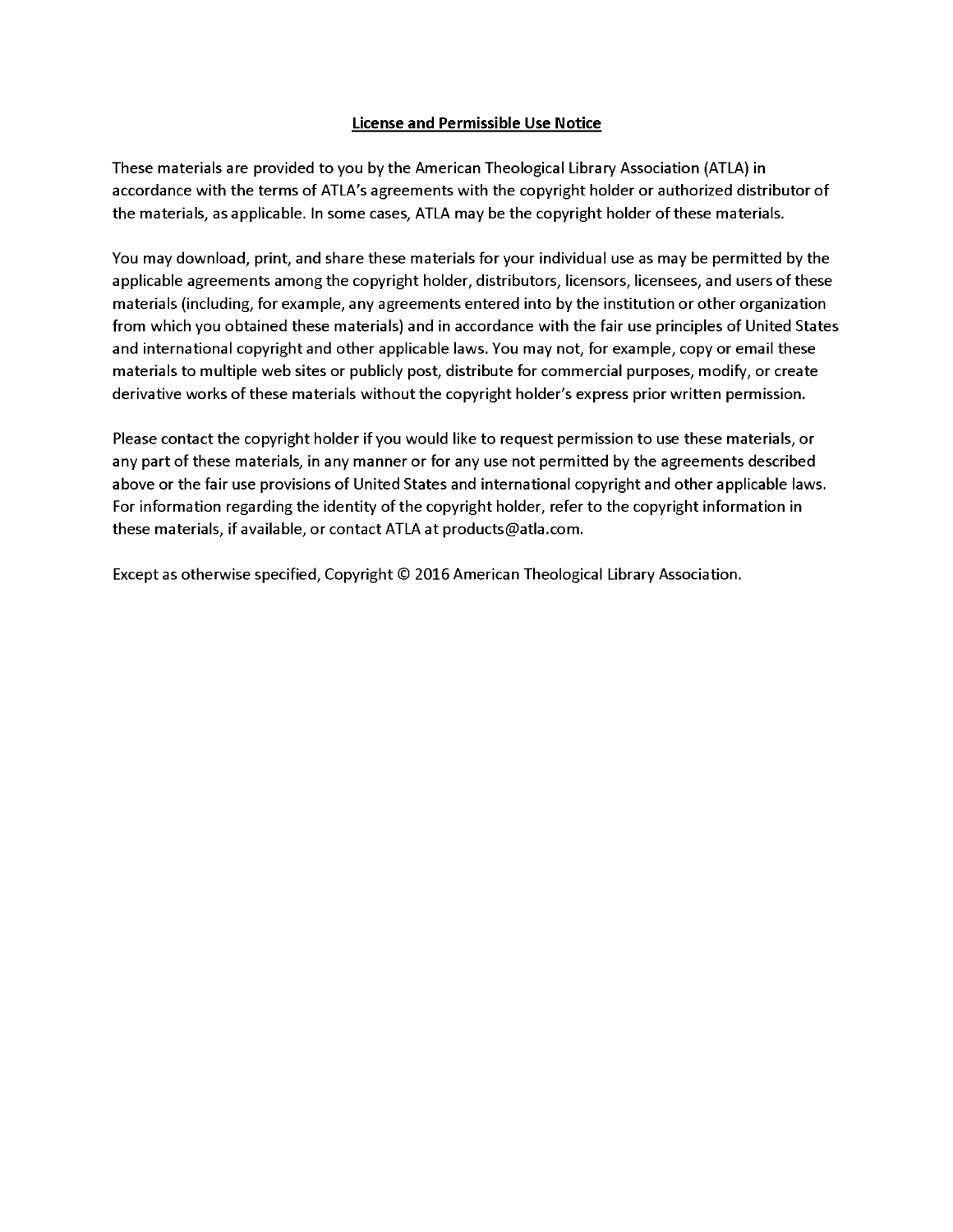## License and Permissible Use Notice

These materials are provided to you by the American Theological Library Association (ATLA) in accordance with the terms of ATLA's agreements with the copyright holder or authorized distributor of the materials, as applicable. In some cases, ATLA may be the copyright holder of these materials.

You may download, print, and share these materials for your individual use as may be permitted by the applicable agreements among the copyright holder, distributors, licensors, licensees, and users of these materials (including, for example, any agreements entered into by the institution or other organization from which you obtained these materials) and in accordance with the fair use principles of United States and international copyright and other applicable laws. You may not, for example, copy or email these materials to multiple web sites or publicly post, distribute for commercial purposes, modify, or create derivative works of these materials without the copyright holder's express prior written permission.

Please contact the copyright holder if you would like to request permission to use these materials, or any part of these materials, in any manner or for any use not permitted by the agreements described above or the fair use provisions of United States and international copyright and other applicable laws. For information regarding the identity of the copyright holder, refer to the copyright information in these materials, if available, or contact ATLA at products@atla.com.

Except as otherwise specified, Copyright © 2016 American Theological Library Association.